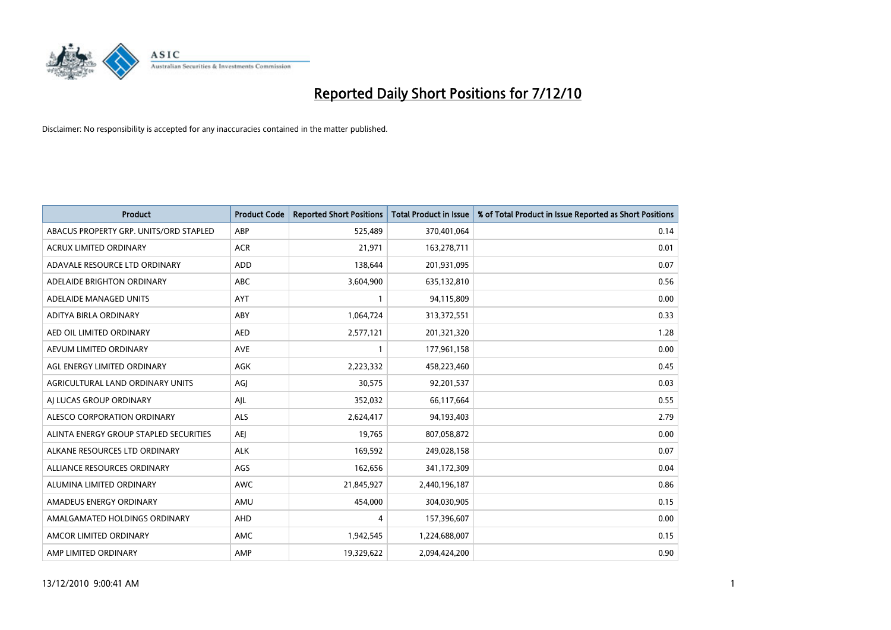# Reported Daily Short Positions for 7/12/10

Disclaimer: No responsibility is accepted for any inaccuracies contained in the matter published.

| Product | Product Code | Reported Short Positions | Total Product in Issue | % of Total Product in Issue Reported as Short Positions |
|---|---|---|---|---|
| ABACUS PROPERTY GRP. UNITS/ORD STAPLED | ABP | 525,489 | 370,401,064 | 0.14 |
| ACRUX LIMITED ORDINARY | ACR | 21,971 | 163,278,711 | 0.01 |
| ADAVALE RESOURCE LTD ORDINARY | ADD | 138,644 | 201,931,095 | 0.07 |
| ADELAIDE BRIGHTON ORDINARY | ABC | 3,604,900 | 635,132,810 | 0.56 |
| ADELAIDE MANAGED UNITS | AYT | 1 | 94,115,809 | 0.00 |
| ADITYA BIRLA ORDINARY | ABY | 1,064,724 | 313,372,551 | 0.33 |
| AED OIL LIMITED ORDINARY | AED | 2,577,121 | 201,321,320 | 1.28 |
| AEVUM LIMITED ORDINARY | AVE | 1 | 177,961,158 | 0.00 |
| AGL ENERGY LIMITED ORDINARY | AGK | 2,223,332 | 458,223,460 | 0.45 |
| AGRICULTURAL LAND ORDINARY UNITS | AGJ | 30,575 | 92,201,537 | 0.03 |
| AJ LUCAS GROUP ORDINARY | AJL | 352,032 | 66,117,664 | 0.55 |
| ALESCO CORPORATION ORDINARY | ALS | 2,624,417 | 94,193,403 | 2.79 |
| ALINTA ENERGY GROUP STAPLED SECURITIES | AEJ | 19,765 | 807,058,872 | 0.00 |
| ALKANE RESOURCES LTD ORDINARY | ALK | 169,592 | 249,028,158 | 0.07 |
| ALLIANCE RESOURCES ORDINARY | AGS | 162,656 | 341,172,309 | 0.04 |
| ALUMINA LIMITED ORDINARY | AWC | 21,845,927 | 2,440,196,187 | 0.86 |
| AMADEUS ENERGY ORDINARY | AMU | 454,000 | 304,030,905 | 0.15 |
| AMALGAMATED HOLDINGS ORDINARY | AHD | 4 | 157,396,607 | 0.00 |
| AMCOR LIMITED ORDINARY | AMC | 1,942,545 | 1,224,688,007 | 0.15 |
| AMP LIMITED ORDINARY | AMP | 19,329,622 | 2,094,424,200 | 0.90 |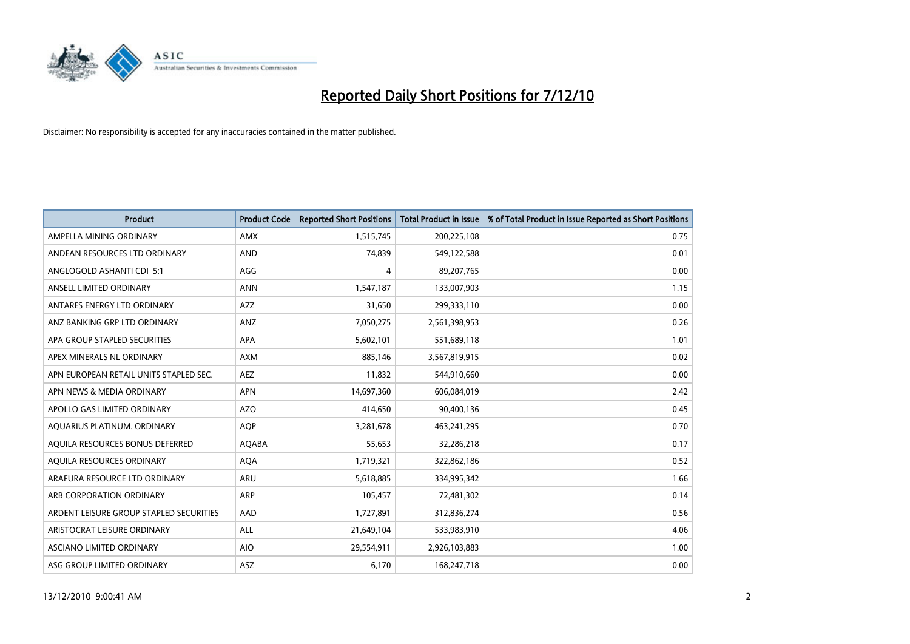# Reported Daily Short Positions for 7/12/10

Disclaimer: No responsibility is accepted for any inaccuracies contained in the matter published.

| Product | Product Code | Reported Short Positions | Total Product in Issue | % of Total Product in Issue Reported as Short Positions |
|---|---|---|---|---|
| AMPELLA MINING ORDINARY | AMX | 1,515,745 | 200,225,108 | 0.75 |
| ANDEAN RESOURCES LTD ORDINARY | AND | 74,839 | 549,122,588 | 0.01 |
| ANGLOGOLD ASHANTI CDI 5:1 | AGG | 4 | 89,207,765 | 0.00 |
| ANSELL LIMITED ORDINARY | ANN | 1,547,187 | 133,007,903 | 1.15 |
| ANTARES ENERGY LTD ORDINARY | AZZ | 31,650 | 299,333,110 | 0.00 |
| ANZ BANKING GRP LTD ORDINARY | ANZ | 7,050,275 | 2,561,398,953 | 0.26 |
| APA GROUP STAPLED SECURITIES | APA | 5,602,101 | 551,689,118 | 1.01 |
| APEX MINERALS NL ORDINARY | AXM | 885,146 | 3,567,819,915 | 0.02 |
| APN EUROPEAN RETAIL UNITS STAPLED SEC. | AEZ | 11,832 | 544,910,660 | 0.00 |
| APN NEWS & MEDIA ORDINARY | APN | 14,697,360 | 606,084,019 | 2.42 |
| APOLLO GAS LIMITED ORDINARY | AZO | 414,650 | 90,400,136 | 0.45 |
| AQUARIUS PLATINUM. ORDINARY | AQP | 3,281,678 | 463,241,295 | 0.70 |
| AQUILA RESOURCES BONUS DEFERRED | AQABA | 55,653 | 32,286,218 | 0.17 |
| AQUILA RESOURCES ORDINARY | AQA | 1,719,321 | 322,862,186 | 0.52 |
| ARAFURA RESOURCE LTD ORDINARY | ARU | 5,618,885 | 334,995,342 | 1.66 |
| ARB CORPORATION ORDINARY | ARP | 105,457 | 72,481,302 | 0.14 |
| ARDENT LEISURE GROUP STAPLED SECURITIES | AAD | 1,727,891 | 312,836,274 | 0.56 |
| ARISTOCRAT LEISURE ORDINARY | ALL | 21,649,104 | 533,983,910 | 4.06 |
| ASCIANO LIMITED ORDINARY | AIO | 29,554,911 | 2,926,103,883 | 1.00 |
| ASG GROUP LIMITED ORDINARY | ASZ | 6,170 | 168,247,718 | 0.00 |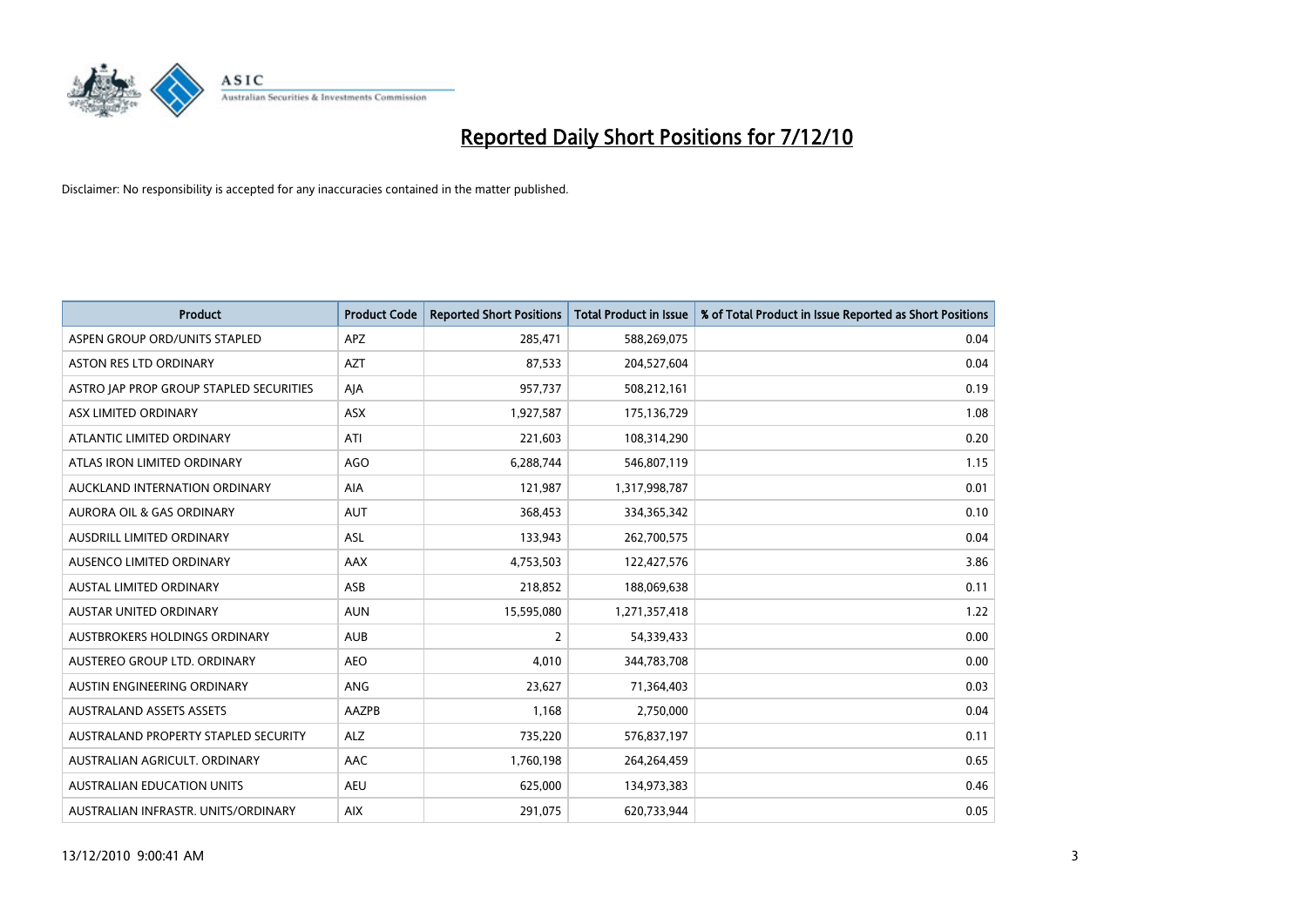# Reported Daily Short Positions for 7/12/10

Disclaimer: No responsibility is accepted for any inaccuracies contained in the matter published.

| Product | Product Code | Reported Short Positions | Total Product in Issue | % of Total Product in Issue Reported as Short Positions |
|---|---|---|---|---|
| ASPEN GROUP ORD/UNITS STAPLED | APZ | 285,471 | 588,269,075 | 0.04 |
| ASTON RES LTD ORDINARY | AZT | 87,533 | 204,527,604 | 0.04 |
| ASTRO JAP PROP GROUP STAPLED SECURITIES | AJA | 957,737 | 508,212,161 | 0.19 |
| ASX LIMITED ORDINARY | ASX | 1,927,587 | 175,136,729 | 1.08 |
| ATLANTIC LIMITED ORDINARY | ATI | 221,603 | 108,314,290 | 0.20 |
| ATLAS IRON LIMITED ORDINARY | AGO | 6,288,744 | 546,807,119 | 1.15 |
| AUCKLAND INTERNATION ORDINARY | AIA | 121,987 | 1,317,998,787 | 0.01 |
| AURORA OIL & GAS ORDINARY | AUT | 368,453 | 334,365,342 | 0.10 |
| AUSDRILL LIMITED ORDINARY | ASL | 133,943 | 262,700,575 | 0.04 |
| AUSENCO LIMITED ORDINARY | AAX | 4,753,503 | 122,427,576 | 3.86 |
| AUSTAL LIMITED ORDINARY | ASB | 218,852 | 188,069,638 | 0.11 |
| AUSTAR UNITED ORDINARY | AUN | 15,595,080 | 1,271,357,418 | 1.22 |
| AUSTBROKERS HOLDINGS ORDINARY | AUB | 2 | 54,339,433 | 0.00 |
| AUSTEREO GROUP LTD. ORDINARY | AEO | 4,010 | 344,783,708 | 0.00 |
| AUSTIN ENGINEERING ORDINARY | ANG | 23,627 | 71,364,403 | 0.03 |
| AUSTRALAND ASSETS ASSETS | AAZPB | 1,168 | 2,750,000 | 0.04 |
| AUSTRALAND PROPERTY STAPLED SECURITY | ALZ | 735,220 | 576,837,197 | 0.11 |
| AUSTRALIAN AGRICULT. ORDINARY | AAC | 1,760,198 | 264,264,459 | 0.65 |
| AUSTRALIAN EDUCATION UNITS | AEU | 625,000 | 134,973,383 | 0.46 |
| AUSTRALIAN INFRASTR. UNITS/ORDINARY | AIX | 291,075 | 620,733,944 | 0.05 |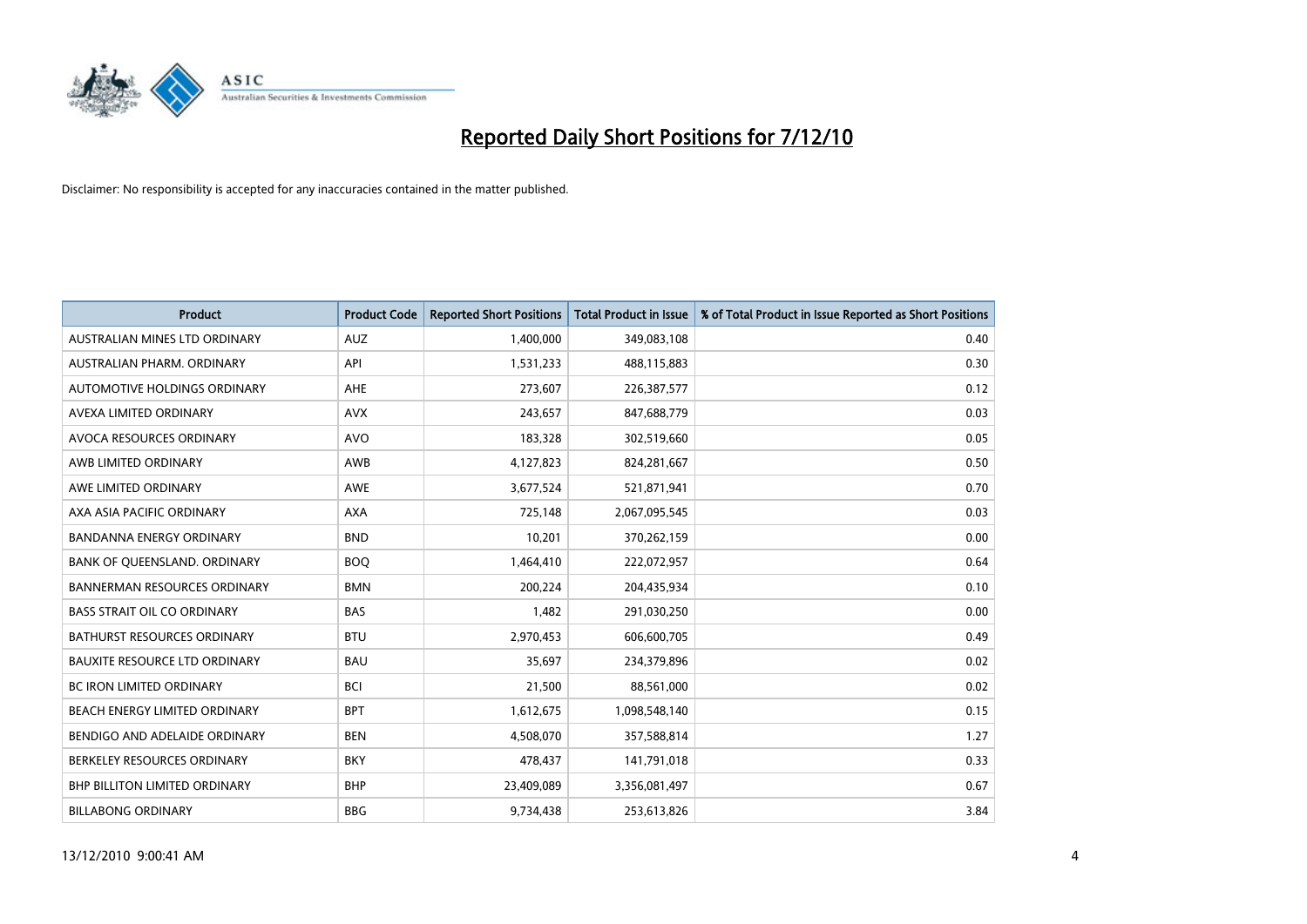# Reported Daily Short Positions for 7/12/10

Disclaimer: No responsibility is accepted for any inaccuracies contained in the matter published.

| Product | Product Code | Reported Short Positions | Total Product in Issue | % of Total Product in Issue Reported as Short Positions |
|---|---|---|---|---|
| AUSTRALIAN MINES LTD ORDINARY | AUZ | 1,400,000 | 349,083,108 | 0.40 |
| AUSTRALIAN PHARM. ORDINARY | API | 1,531,233 | 488,115,883 | 0.30 |
| AUTOMOTIVE HOLDINGS ORDINARY | AHE | 273,607 | 226,387,577 | 0.12 |
| AVEXA LIMITED ORDINARY | AVX | 243,657 | 847,688,779 | 0.03 |
| AVOCA RESOURCES ORDINARY | AVO | 183,328 | 302,519,660 | 0.05 |
| AWB LIMITED ORDINARY | AWB | 4,127,823 | 824,281,667 | 0.50 |
| AWE LIMITED ORDINARY | AWE | 3,677,524 | 521,871,941 | 0.70 |
| AXA ASIA PACIFIC ORDINARY | AXA | 725,148 | 2,067,095,545 | 0.03 |
| BANDANNA ENERGY ORDINARY | BND | 10,201 | 370,262,159 | 0.00 |
| BANK OF QUEENSLAND. ORDINARY | BOQ | 1,464,410 | 222,072,957 | 0.64 |
| BANNERMAN RESOURCES ORDINARY | BMN | 200,224 | 204,435,934 | 0.10 |
| BASS STRAIT OIL CO ORDINARY | BAS | 1,482 | 291,030,250 | 0.00 |
| BATHURST RESOURCES ORDINARY | BTU | 2,970,453 | 606,600,705 | 0.49 |
| BAUXITE RESOURCE LTD ORDINARY | BAU | 35,697 | 234,379,896 | 0.02 |
| BC IRON LIMITED ORDINARY | BCI | 21,500 | 88,561,000 | 0.02 |
| BEACH ENERGY LIMITED ORDINARY | BPT | 1,612,675 | 1,098,548,140 | 0.15 |
| BENDIGO AND ADELAIDE ORDINARY | BEN | 4,508,070 | 357,588,814 | 1.27 |
| BERKELEY RESOURCES ORDINARY | BKY | 478,437 | 141,791,018 | 0.33 |
| BHP BILLITON LIMITED ORDINARY | BHP | 23,409,089 | 3,356,081,497 | 0.67 |
| BILLABONG ORDINARY | BBG | 9,734,438 | 253,613,826 | 3.84 |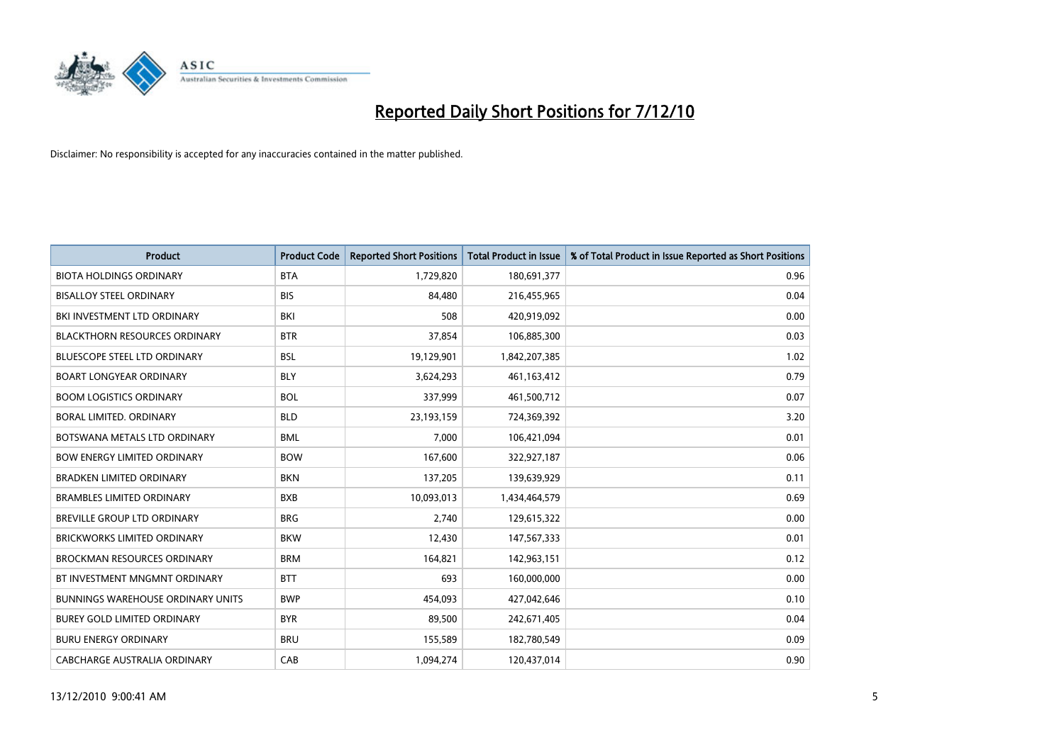# Reported Daily Short Positions for 7/12/10

Disclaimer: No responsibility is accepted for any inaccuracies contained in the matter published.

| Product | Product Code | Reported Short Positions | Total Product in Issue | % of Total Product in Issue Reported as Short Positions |
|---|---|---|---|---|
| BIOTA HOLDINGS ORDINARY | BTA | 1,729,820 | 180,691,377 | 0.96 |
| BISALLOY STEEL ORDINARY | BIS | 84,480 | 216,455,965 | 0.04 |
| BKI INVESTMENT LTD ORDINARY | BKI | 508 | 420,919,092 | 0.00 |
| BLACKTHORN RESOURCES ORDINARY | BTR | 37,854 | 106,885,300 | 0.03 |
| BLUESCOPE STEEL LTD ORDINARY | BSL | 19,129,901 | 1,842,207,385 | 1.02 |
| BOART LONGYEAR ORDINARY | BLY | 3,624,293 | 461,163,412 | 0.79 |
| BOOM LOGISTICS ORDINARY | BOL | 337,999 | 461,500,712 | 0.07 |
| BORAL LIMITED. ORDINARY | BLD | 23,193,159 | 724,369,392 | 3.20 |
| BOTSWANA METALS LTD ORDINARY | BML | 7,000 | 106,421,094 | 0.01 |
| BOW ENERGY LIMITED ORDINARY | BOW | 167,600 | 322,927,187 | 0.06 |
| BRADKEN LIMITED ORDINARY | BKN | 137,205 | 139,639,929 | 0.11 |
| BRAMBLES LIMITED ORDINARY | BXB | 10,093,013 | 1,434,464,579 | 0.69 |
| BREVILLE GROUP LTD ORDINARY | BRG | 2,740 | 129,615,322 | 0.00 |
| BRICKWORKS LIMITED ORDINARY | BKW | 12,430 | 147,567,333 | 0.01 |
| BROCKMAN RESOURCES ORDINARY | BRM | 164,821 | 142,963,151 | 0.12 |
| BT INVESTMENT MNGMNT ORDINARY | BTT | 693 | 160,000,000 | 0.00 |
| BUNNINGS WAREHOUSE ORDINARY UNITS | BWP | 454,093 | 427,042,646 | 0.10 |
| BUREY GOLD LIMITED ORDINARY | BYR | 89,500 | 242,671,405 | 0.04 |
| BURU ENERGY ORDINARY | BRU | 155,589 | 182,780,549 | 0.09 |
| CABCHARGE AUSTRALIA ORDINARY | CAB | 1,094,274 | 120,437,014 | 0.90 |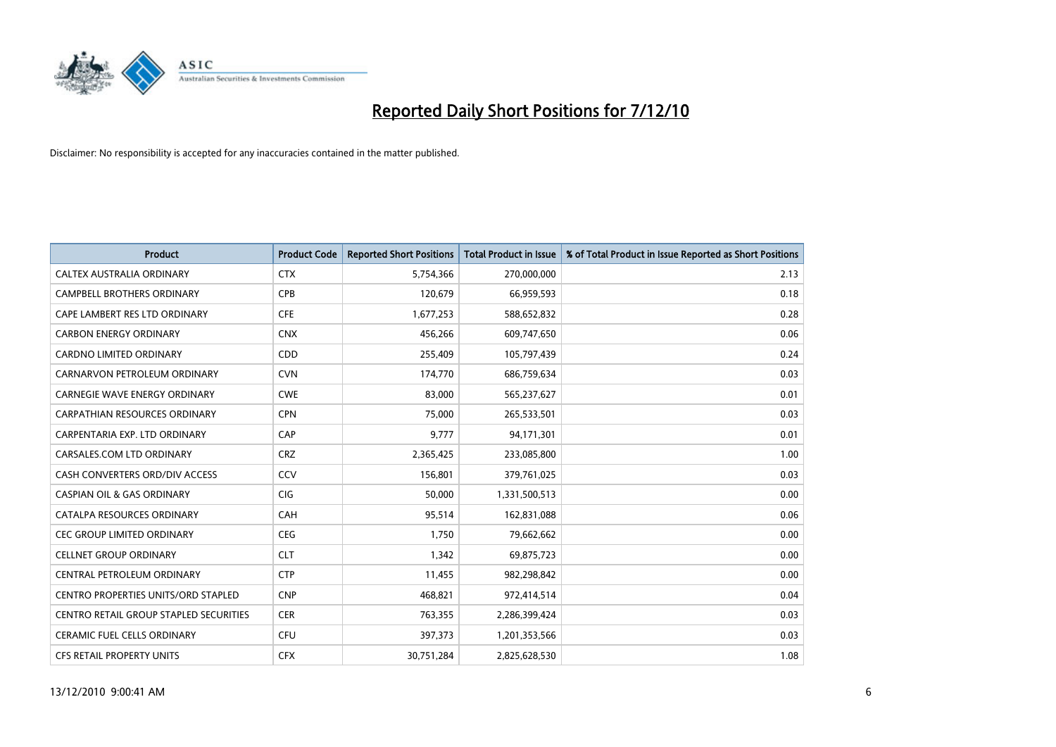# Reported Daily Short Positions for 7/12/10

Disclaimer: No responsibility is accepted for any inaccuracies contained in the matter published.

| Product | Product Code | Reported Short Positions | Total Product in Issue | % of Total Product in Issue Reported as Short Positions |
|---|---|---|---|---|
| CALTEX AUSTRALIA ORDINARY | CTX | 5,754,366 | 270,000,000 | 2.13 |
| CAMPBELL BROTHERS ORDINARY | CPB | 120,679 | 66,959,593 | 0.18 |
| CAPE LAMBERT RES LTD ORDINARY | CFE | 1,677,253 | 588,652,832 | 0.28 |
| CARBON ENERGY ORDINARY | CNX | 456,266 | 609,747,650 | 0.06 |
| CARDNO LIMITED ORDINARY | CDD | 255,409 | 105,797,439 | 0.24 |
| CARNARVON PETROLEUM ORDINARY | CVN | 174,770 | 686,759,634 | 0.03 |
| CARNEGIE WAVE ENERGY ORDINARY | CWE | 83,000 | 565,237,627 | 0.01 |
| CARPATHIAN RESOURCES ORDINARY | CPN | 75,000 | 265,533,501 | 0.03 |
| CARPENTARIA EXP. LTD ORDINARY | CAP | 9,777 | 94,171,301 | 0.01 |
| CARSALES.COM LTD ORDINARY | CRZ | 2,365,425 | 233,085,800 | 1.00 |
| CASH CONVERTERS ORD/DIV ACCESS | CCV | 156,801 | 379,761,025 | 0.03 |
| CASPIAN OIL & GAS ORDINARY | CIG | 50,000 | 1,331,500,513 | 0.00 |
| CATALPA RESOURCES ORDINARY | CAH | 95,514 | 162,831,088 | 0.06 |
| CEC GROUP LIMITED ORDINARY | CEG | 1,750 | 79,662,662 | 0.00 |
| CELLNET GROUP ORDINARY | CLT | 1,342 | 69,875,723 | 0.00 |
| CENTRAL PETROLEUM ORDINARY | CTP | 11,455 | 982,298,842 | 0.00 |
| CENTRO PROPERTIES UNITS/ORD STAPLED | CNP | 468,821 | 972,414,514 | 0.04 |
| CENTRO RETAIL GROUP STAPLED SECURITIES | CER | 763,355 | 2,286,399,424 | 0.03 |
| CERAMIC FUEL CELLS ORDINARY | CFU | 397,373 | 1,201,353,566 | 0.03 |
| CFS RETAIL PROPERTY UNITS | CFX | 30,751,284 | 2,825,628,530 | 1.08 |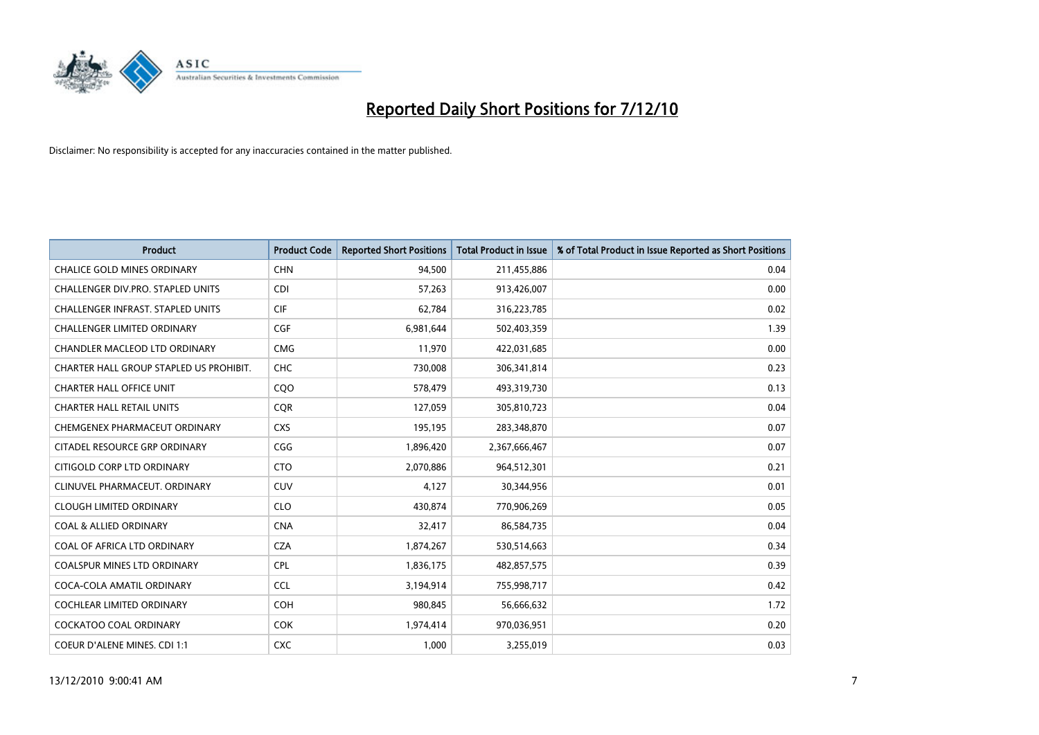# Reported Daily Short Positions for 7/12/10

Disclaimer: No responsibility is accepted for any inaccuracies contained in the matter published.

| Product | Product Code | Reported Short Positions | Total Product in Issue | % of Total Product in Issue Reported as Short Positions |
|---|---|---|---|---|
| CHALICE GOLD MINES ORDINARY | CHN | 94,500 | 211,455,886 | 0.04 |
| CHALLENGER DIV.PRO. STAPLED UNITS | CDI | 57,263 | 913,426,007 | 0.00 |
| CHALLENGER INFRAST. STAPLED UNITS | CIF | 62,784 | 316,223,785 | 0.02 |
| CHALLENGER LIMITED ORDINARY | CGF | 6,981,644 | 502,403,359 | 1.39 |
| CHANDLER MACLEOD LTD ORDINARY | CMG | 11,970 | 422,031,685 | 0.00 |
| CHARTER HALL GROUP STAPLED US PROHIBIT. | CHC | 730,008 | 306,341,814 | 0.23 |
| CHARTER HALL OFFICE UNIT | CQO | 578,479 | 493,319,730 | 0.13 |
| CHARTER HALL RETAIL UNITS | CQR | 127,059 | 305,810,723 | 0.04 |
| CHEMGENEX PHARMACEUT ORDINARY | CXS | 195,195 | 283,348,870 | 0.07 |
| CITADEL RESOURCE GRP ORDINARY | CGG | 1,896,420 | 2,367,666,467 | 0.07 |
| CITIGOLD CORP LTD ORDINARY | CTO | 2,070,886 | 964,512,301 | 0.21 |
| CLINUVEL PHARMACEUT. ORDINARY | CUV | 4,127 | 30,344,956 | 0.01 |
| CLOUGH LIMITED ORDINARY | CLO | 430,874 | 770,906,269 | 0.05 |
| COAL & ALLIED ORDINARY | CNA | 32,417 | 86,584,735 | 0.04 |
| COAL OF AFRICA LTD ORDINARY | CZA | 1,874,267 | 530,514,663 | 0.34 |
| COALSPUR MINES LTD ORDINARY | CPL | 1,836,175 | 482,857,575 | 0.39 |
| COCA-COLA AMATIL ORDINARY | CCL | 3,194,914 | 755,998,717 | 0.42 |
| COCHLEAR LIMITED ORDINARY | COH | 980,845 | 56,666,632 | 1.72 |
| COCKATOO COAL ORDINARY | COK | 1,974,414 | 970,036,951 | 0.20 |
| COEUR D'ALENE MINES. CDI 1:1 | CXC | 1,000 | 3,255,019 | 0.03 |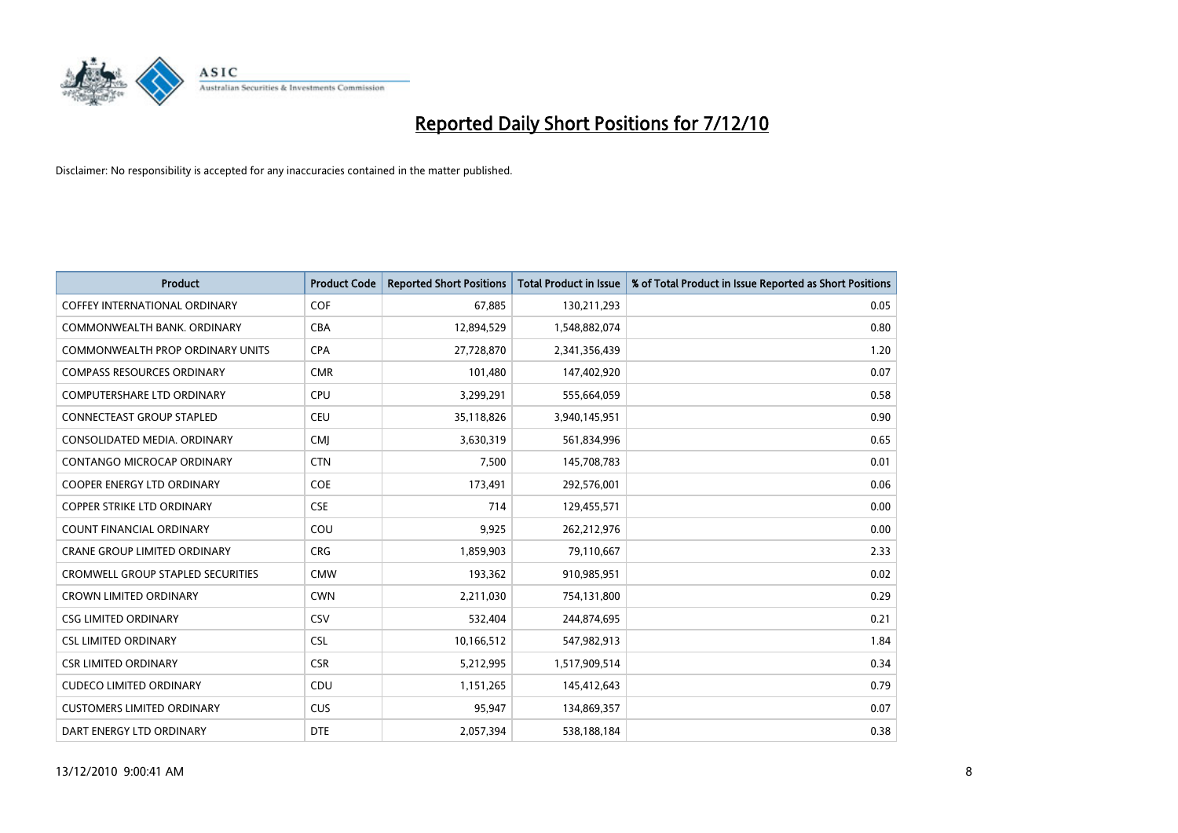# Reported Daily Short Positions for 7/12/10

Disclaimer: No responsibility is accepted for any inaccuracies contained in the matter published.

| Product | Product Code | Reported Short Positions | Total Product in Issue | % of Total Product in Issue Reported as Short Positions |
|---|---|---|---|---|
| COFFEY INTERNATIONAL ORDINARY | COF | 67,885 | 130,211,293 | 0.05 |
| COMMONWEALTH BANK. ORDINARY | CBA | 12,894,529 | 1,548,882,074 | 0.80 |
| COMMONWEALTH PROP ORDINARY UNITS | CPA | 27,728,870 | 2,341,356,439 | 1.20 |
| COMPASS RESOURCES ORDINARY | CMR | 101,480 | 147,402,920 | 0.07 |
| COMPUTERSHARE LTD ORDINARY | CPU | 3,299,291 | 555,664,059 | 0.58 |
| CONNECTEAST GROUP STAPLED | CEU | 35,118,826 | 3,940,145,951 | 0.90 |
| CONSOLIDATED MEDIA. ORDINARY | CMJ | 3,630,319 | 561,834,996 | 0.65 |
| CONTANGO MICROCAP ORDINARY | CTN | 7,500 | 145,708,783 | 0.01 |
| COOPER ENERGY LTD ORDINARY | COE | 173,491 | 292,576,001 | 0.06 |
| COPPER STRIKE LTD ORDINARY | CSE | 714 | 129,455,571 | 0.00 |
| COUNT FINANCIAL ORDINARY | COU | 9,925 | 262,212,976 | 0.00 |
| CRANE GROUP LIMITED ORDINARY | CRG | 1,859,903 | 79,110,667 | 2.33 |
| CROMWELL GROUP STAPLED SECURITIES | CMW | 193,362 | 910,985,951 | 0.02 |
| CROWN LIMITED ORDINARY | CWN | 2,211,030 | 754,131,800 | 0.29 |
| CSG LIMITED ORDINARY | CSV | 532,404 | 244,874,695 | 0.21 |
| CSL LIMITED ORDINARY | CSL | 10,166,512 | 547,982,913 | 1.84 |
| CSR LIMITED ORDINARY | CSR | 5,212,995 | 1,517,909,514 | 0.34 |
| CUDECO LIMITED ORDINARY | CDU | 1,151,265 | 145,412,643 | 0.79 |
| CUSTOMERS LIMITED ORDINARY | CUS | 95,947 | 134,869,357 | 0.07 |
| DART ENERGY LTD ORDINARY | DTE | 2,057,394 | 538,188,184 | 0.38 |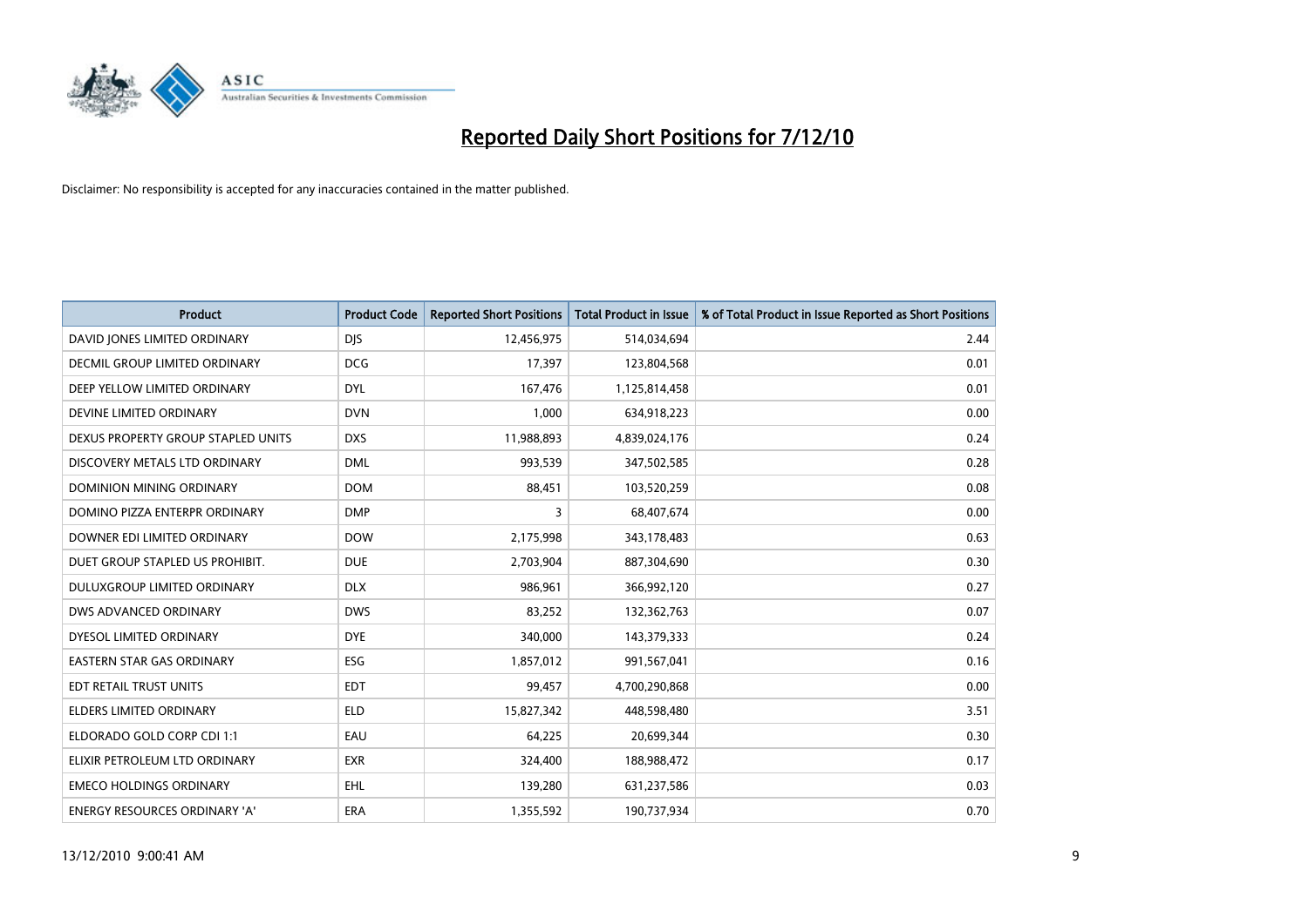# Reported Daily Short Positions for 7/12/10

Disclaimer: No responsibility is accepted for any inaccuracies contained in the matter published.

| Product | Product Code | Reported Short Positions | Total Product in Issue | % of Total Product in Issue Reported as Short Positions |
|---|---|---|---|---|
| DAVID JONES LIMITED ORDINARY | DJS | 12,456,975 | 514,034,694 | 2.44 |
| DECMIL GROUP LIMITED ORDINARY | DCG | 17,397 | 123,804,568 | 0.01 |
| DEEP YELLOW LIMITED ORDINARY | DYL | 167,476 | 1,125,814,458 | 0.01 |
| DEVINE LIMITED ORDINARY | DVN | 1,000 | 634,918,223 | 0.00 |
| DEXUS PROPERTY GROUP STAPLED UNITS | DXS | 11,988,893 | 4,839,024,176 | 0.24 |
| DISCOVERY METALS LTD ORDINARY | DML | 993,539 | 347,502,585 | 0.28 |
| DOMINION MINING ORDINARY | DOM | 88,451 | 103,520,259 | 0.08 |
| DOMINO PIZZA ENTERPR ORDINARY | DMP | 3 | 68,407,674 | 0.00 |
| DOWNER EDI LIMITED ORDINARY | DOW | 2,175,998 | 343,178,483 | 0.63 |
| DUET GROUP STAPLED US PROHIBIT. | DUE | 2,703,904 | 887,304,690 | 0.30 |
| DULUXGROUP LIMITED ORDINARY | DLX | 986,961 | 366,992,120 | 0.27 |
| DWS ADVANCED ORDINARY | DWS | 83,252 | 132,362,763 | 0.07 |
| DYESOL LIMITED ORDINARY | DYE | 340,000 | 143,379,333 | 0.24 |
| EASTERN STAR GAS ORDINARY | ESG | 1,857,012 | 991,567,041 | 0.16 |
| EDT RETAIL TRUST UNITS | EDT | 99,457 | 4,700,290,868 | 0.00 |
| ELDERS LIMITED ORDINARY | ELD | 15,827,342 | 448,598,480 | 3.51 |
| ELDORADO GOLD CORP CDI 1:1 | EAU | 64,225 | 20,699,344 | 0.30 |
| ELIXIR PETROLEUM LTD ORDINARY | EXR | 324,400 | 188,988,472 | 0.17 |
| EMECO HOLDINGS ORDINARY | EHL | 139,280 | 631,237,586 | 0.03 |
| ENERGY RESOURCES ORDINARY 'A' | ERA | 1,355,592 | 190,737,934 | 0.70 |

13/12/2010 9:00:41 AM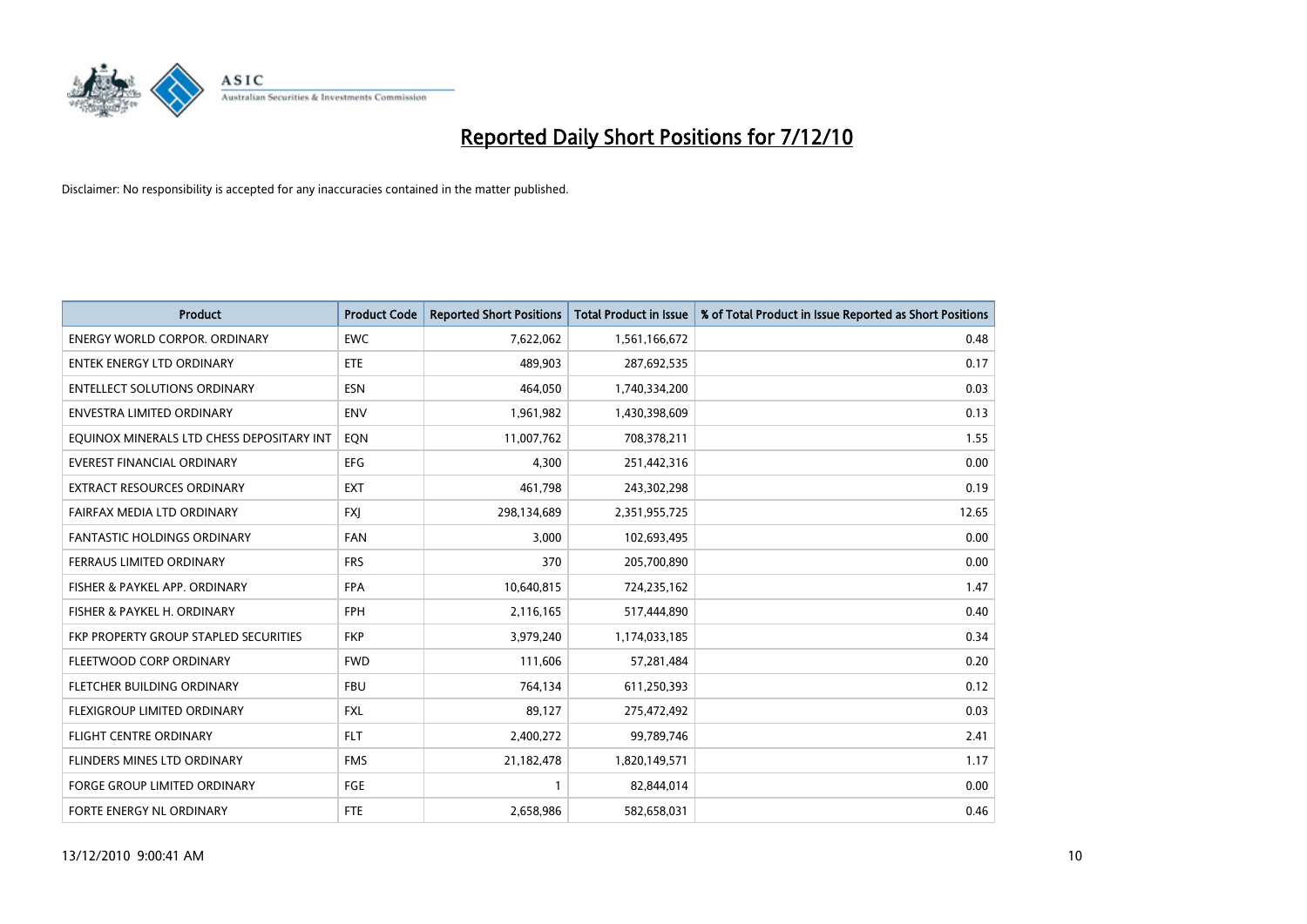# Reported Daily Short Positions for 7/12/10

Disclaimer: No responsibility is accepted for any inaccuracies contained in the matter published.

| Product | Product Code | Reported Short Positions | Total Product in Issue | % of Total Product in Issue Reported as Short Positions |
|---|---|---|---|---|
| ENERGY WORLD CORPOR. ORDINARY | EWC | 7,622,062 | 1,561,166,672 | 0.48 |
| ENTEK ENERGY LTD ORDINARY | ETE | 489,903 | 287,692,535 | 0.17 |
| ENTELLECT SOLUTIONS ORDINARY | ESN | 464,050 | 1,740,334,200 | 0.03 |
| ENVESTRA LIMITED ORDINARY | ENV | 1,961,982 | 1,430,398,609 | 0.13 |
| EQUINOX MINERALS LTD CHESS DEPOSITARY INT | EQN | 11,007,762 | 708,378,211 | 1.55 |
| EVEREST FINANCIAL ORDINARY | EFG | 4,300 | 251,442,316 | 0.00 |
| EXTRACT RESOURCES ORDINARY | EXT | 461,798 | 243,302,298 | 0.19 |
| FAIRFAX MEDIA LTD ORDINARY | FXJ | 298,134,689 | 2,351,955,725 | 12.65 |
| FANTASTIC HOLDINGS ORDINARY | FAN | 3,000 | 102,693,495 | 0.00 |
| FERRAUS LIMITED ORDINARY | FRS | 370 | 205,700,890 | 0.00 |
| FISHER & PAYKEL APP. ORDINARY | FPA | 10,640,815 | 724,235,162 | 1.47 |
| FISHER & PAYKEL H. ORDINARY | FPH | 2,116,165 | 517,444,890 | 0.40 |
| FKP PROPERTY GROUP STAPLED SECURITIES | FKP | 3,979,240 | 1,174,033,185 | 0.34 |
| FLEETWOOD CORP ORDINARY | FWD | 111,606 | 57,281,484 | 0.20 |
| FLETCHER BUILDING ORDINARY | FBU | 764,134 | 611,250,393 | 0.12 |
| FLEXIGROUP LIMITED ORDINARY | FXL | 89,127 | 275,472,492 | 0.03 |
| FLIGHT CENTRE ORDINARY | FLT | 2,400,272 | 99,789,746 | 2.41 |
| FLINDERS MINES LTD ORDINARY | FMS | 21,182,478 | 1,820,149,571 | 1.17 |
| FORGE GROUP LIMITED ORDINARY | FGE | 1 | 82,844,014 | 0.00 |
| FORTE ENERGY NL ORDINARY | FTE | 2,658,986 | 582,658,031 | 0.46 |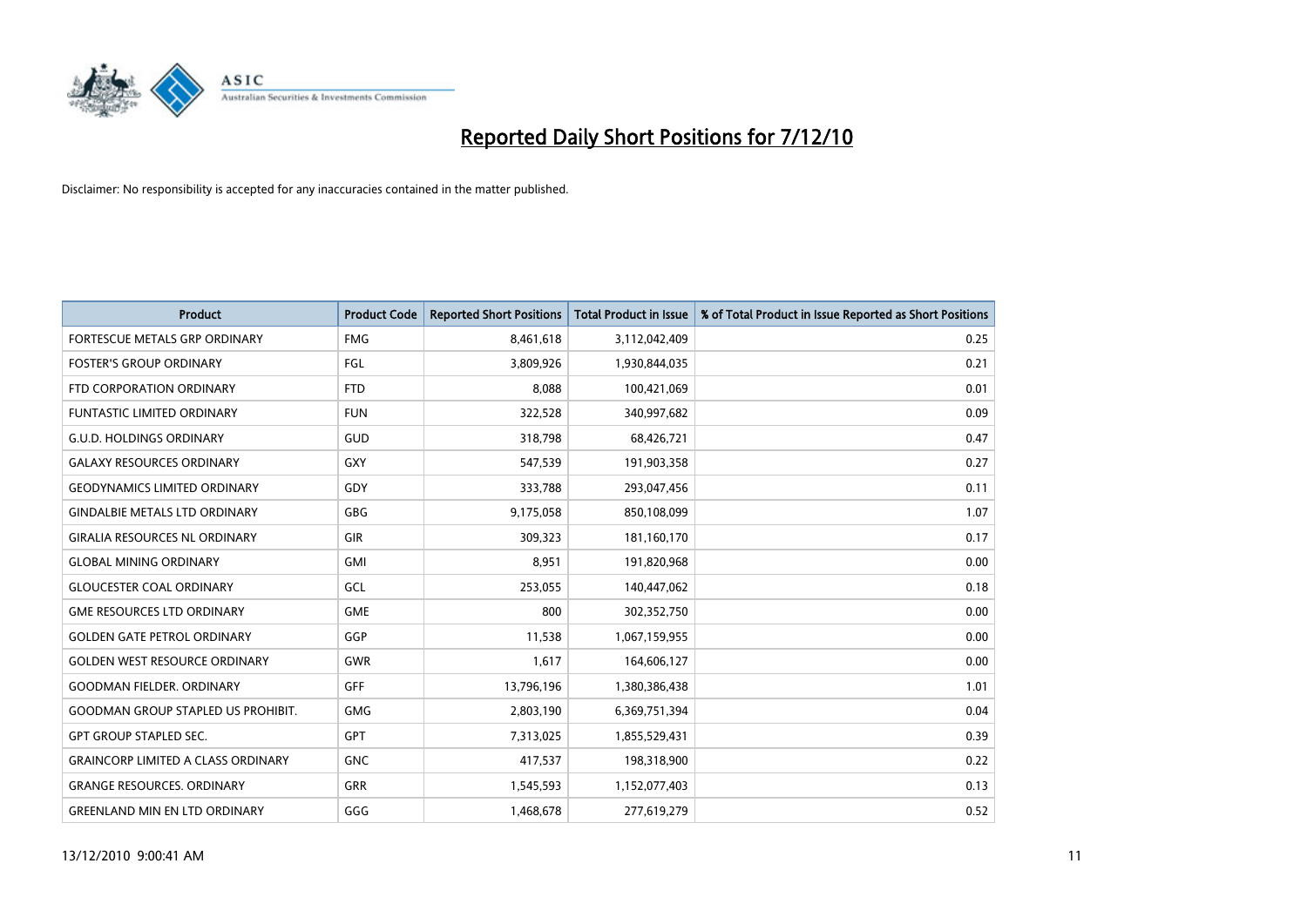# Reported Daily Short Positions for 7/12/10

Disclaimer: No responsibility is accepted for any inaccuracies contained in the matter published.

| Product | Product Code | Reported Short Positions | Total Product in Issue | % of Total Product in Issue Reported as Short Positions |
|---|---|---|---|---|
| FORTESCUE METALS GRP ORDINARY | FMG | 8,461,618 | 3,112,042,409 | 0.25 |
| FOSTER'S GROUP ORDINARY | FGL | 3,809,926 | 1,930,844,035 | 0.21 |
| FTD CORPORATION ORDINARY | FTD | 8,088 | 100,421,069 | 0.01 |
| FUNTASTIC LIMITED ORDINARY | FUN | 322,528 | 340,997,682 | 0.09 |
| G.U.D. HOLDINGS ORDINARY | GUD | 318,798 | 68,426,721 | 0.47 |
| GALAXY RESOURCES ORDINARY | GXY | 547,539 | 191,903,358 | 0.27 |
| GEODYNAMICS LIMITED ORDINARY | GDY | 333,788 | 293,047,456 | 0.11 |
| GINDALBIE METALS LTD ORDINARY | GBG | 9,175,058 | 850,108,099 | 1.07 |
| GIRALIA RESOURCES NL ORDINARY | GIR | 309,323 | 181,160,170 | 0.17 |
| GLOBAL MINING ORDINARY | GMI | 8,951 | 191,820,968 | 0.00 |
| GLOUCESTER COAL ORDINARY | GCL | 253,055 | 140,447,062 | 0.18 |
| GME RESOURCES LTD ORDINARY | GME | 800 | 302,352,750 | 0.00 |
| GOLDEN GATE PETROL ORDINARY | GGP | 11,538 | 1,067,159,955 | 0.00 |
| GOLDEN WEST RESOURCE ORDINARY | GWR | 1,617 | 164,606,127 | 0.00 |
| GOODMAN FIELDER. ORDINARY | GFF | 13,796,196 | 1,380,386,438 | 1.01 |
| GOODMAN GROUP STAPLED US PROHIBIT. | GMG | 2,803,190 | 6,369,751,394 | 0.04 |
| GPT GROUP STAPLED SEC. | GPT | 7,313,025 | 1,855,529,431 | 0.39 |
| GRAINCORP LIMITED A CLASS ORDINARY | GNC | 417,537 | 198,318,900 | 0.22 |
| GRANGE RESOURCES. ORDINARY | GRR | 1,545,593 | 1,152,077,403 | 0.13 |
| GREENLAND MIN EN LTD ORDINARY | GGG | 1,468,678 | 277,619,279 | 0.52 |

13/12/2010 9:00:41 AM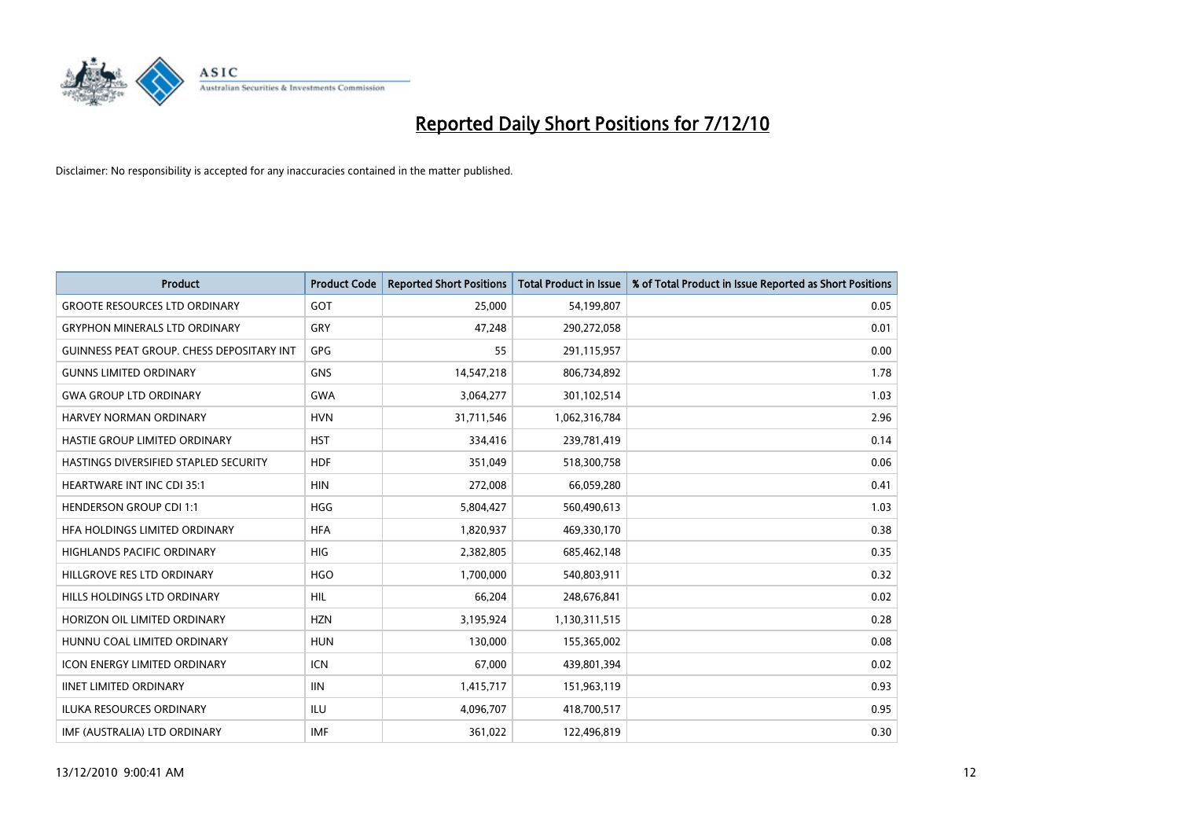# Reported Daily Short Positions for 7/12/10

Disclaimer: No responsibility is accepted for any inaccuracies contained in the matter published.

| Product | Product Code | Reported Short Positions | Total Product in Issue | % of Total Product in Issue Reported as Short Positions |
|---|---|---|---|---|
| GROOTE RESOURCES LTD ORDINARY | GOT | 25,000 | 54,199,807 | 0.05 |
| GRYPHON MINERALS LTD ORDINARY | GRY | 47,248 | 290,272,058 | 0.01 |
| GUINNESS PEAT GROUP. CHESS DEPOSITARY INT | GPG | 55 | 291,115,957 | 0.00 |
| GUNNS LIMITED ORDINARY | GNS | 14,547,218 | 806,734,892 | 1.78 |
| GWA GROUP LTD ORDINARY | GWA | 3,064,277 | 301,102,514 | 1.03 |
| HARVEY NORMAN ORDINARY | HVN | 31,711,546 | 1,062,316,784 | 2.96 |
| HASTIE GROUP LIMITED ORDINARY | HST | 334,416 | 239,781,419 | 0.14 |
| HASTINGS DIVERSIFIED STAPLED SECURITY | HDF | 351,049 | 518,300,758 | 0.06 |
| HEARTWARE INT INC CDI 35:1 | HIN | 272,008 | 66,059,280 | 0.41 |
| HENDERSON GROUP CDI 1:1 | HGG | 5,804,427 | 560,490,613 | 1.03 |
| HFA HOLDINGS LIMITED ORDINARY | HFA | 1,820,937 | 469,330,170 | 0.38 |
| HIGHLANDS PACIFIC ORDINARY | HIG | 2,382,805 | 685,462,148 | 0.35 |
| HILLGROVE RES LTD ORDINARY | HGO | 1,700,000 | 540,803,911 | 0.32 |
| HILLS HOLDINGS LTD ORDINARY | HIL | 66,204 | 248,676,841 | 0.02 |
| HORIZON OIL LIMITED ORDINARY | HZN | 3,195,924 | 1,130,311,515 | 0.28 |
| HUNNU COAL LIMITED ORDINARY | HUN | 130,000 | 155,365,002 | 0.08 |
| ICON ENERGY LIMITED ORDINARY | ICN | 67,000 | 439,801,394 | 0.02 |
| IINET LIMITED ORDINARY | IIN | 1,415,717 | 151,963,119 | 0.93 |
| ILUKA RESOURCES ORDINARY | ILU | 4,096,707 | 418,700,517 | 0.95 |
| IMF (AUSTRALIA) LTD ORDINARY | IMF | 361,022 | 122,496,819 | 0.30 |

13/12/2010 9:00:41 AM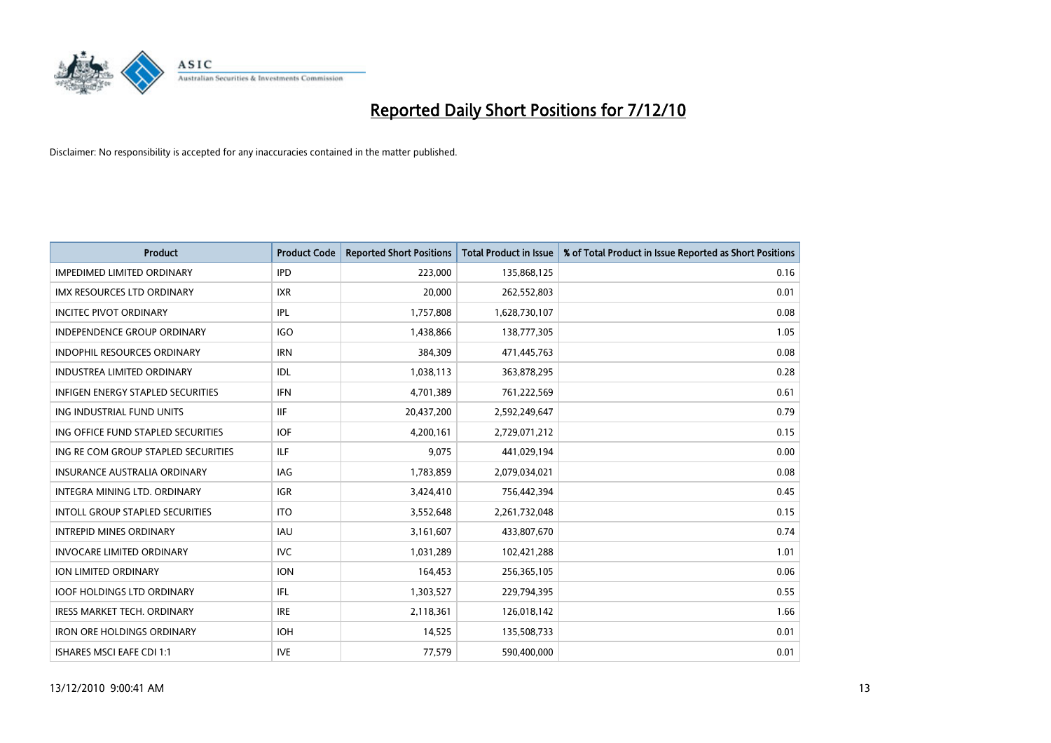# Reported Daily Short Positions for 7/12/10

Disclaimer: No responsibility is accepted for any inaccuracies contained in the matter published.

| Product | Product Code | Reported Short Positions | Total Product in Issue | % of Total Product in Issue Reported as Short Positions |
| --- | --- | --- | --- | --- |
| IMPEDIMED LIMITED ORDINARY | IPD | 223,000 | 135,868,125 | 0.16 |
| IMX RESOURCES LTD ORDINARY | IXR | 20,000 | 262,552,803 | 0.01 |
| INCITEC PIVOT ORDINARY | IPL | 1,757,808 | 1,628,730,107 | 0.08 |
| INDEPENDENCE GROUP ORDINARY | IGO | 1,438,866 | 138,777,305 | 1.05 |
| INDOPHIL RESOURCES ORDINARY | IRN | 384,309 | 471,445,763 | 0.08 |
| INDUSTREA LIMITED ORDINARY | IDL | 1,038,113 | 363,878,295 | 0.28 |
| INFIGEN ENERGY STAPLED SECURITIES | IFN | 4,701,389 | 761,222,569 | 0.61 |
| ING INDUSTRIAL FUND UNITS | IIF | 20,437,200 | 2,592,249,647 | 0.79 |
| ING OFFICE FUND STAPLED SECURITIES | IOF | 4,200,161 | 2,729,071,212 | 0.15 |
| ING RE COM GROUP STAPLED SECURITIES | ILF | 9,075 | 441,029,194 | 0.00 |
| INSURANCE AUSTRALIA ORDINARY | IAG | 1,783,859 | 2,079,034,021 | 0.08 |
| INTEGRA MINING LTD. ORDINARY | IGR | 3,424,410 | 756,442,394 | 0.45 |
| INTOLL GROUP STAPLED SECURITIES | ITO | 3,552,648 | 2,261,732,048 | 0.15 |
| INTREPID MINES ORDINARY | IAU | 3,161,607 | 433,807,670 | 0.74 |
| INVOCARE LIMITED ORDINARY | IVC | 1,031,289 | 102,421,288 | 1.01 |
| ION LIMITED ORDINARY | ION | 164,453 | 256,365,105 | 0.06 |
| IOOF HOLDINGS LTD ORDINARY | IFL | 1,303,527 | 229,794,395 | 0.55 |
| IRESS MARKET TECH. ORDINARY | IRE | 2,118,361 | 126,018,142 | 1.66 |
| IRON ORE HOLDINGS ORDINARY | IOH | 14,525 | 135,508,733 | 0.01 |
| ISHARES MSCI EAFE CDI 1:1 | IVE | 77,579 | 590,400,000 | 0.01 |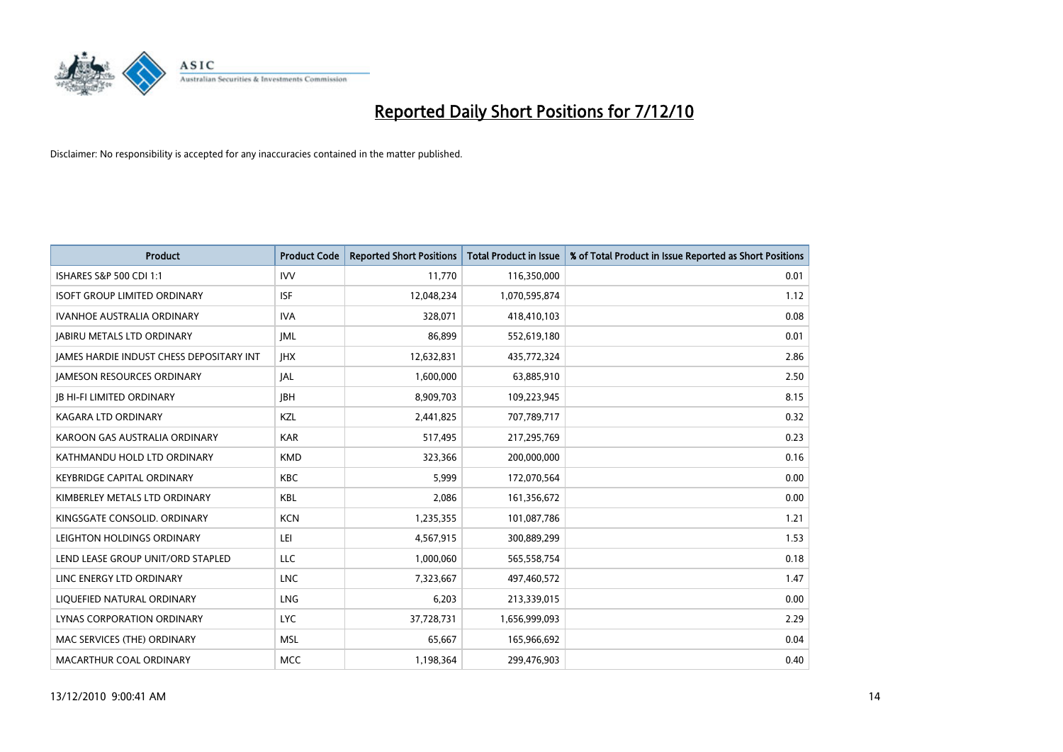# Reported Daily Short Positions for 7/12/10

Disclaimer: No responsibility is accepted for any inaccuracies contained in the matter published.

| Product | Product Code | Reported Short Positions | Total Product in Issue | % of Total Product in Issue Reported as Short Positions |
|---|---|---|---|---|
| ISHARES S&P 500 CDI 1:1 | IVV | 11,770 | 116,350,000 | 0.01 |
| ISOFT GROUP LIMITED ORDINARY | ISF | 12,048,234 | 1,070,595,874 | 1.12 |
| IVANHOE AUSTRALIA ORDINARY | IVA | 328,071 | 418,410,103 | 0.08 |
| JABIRU METALS LTD ORDINARY | JML | 86,899 | 552,619,180 | 0.01 |
| JAMES HARDIE INDUST CHESS DEPOSITARY INT | JHX | 12,632,831 | 435,772,324 | 2.86 |
| JAMESON RESOURCES ORDINARY | JAL | 1,600,000 | 63,885,910 | 2.50 |
| JB HI-FI LIMITED ORDINARY | JBH | 8,909,703 | 109,223,945 | 8.15 |
| KAGARA LTD ORDINARY | KZL | 2,441,825 | 707,789,717 | 0.32 |
| KAROON GAS AUSTRALIA ORDINARY | KAR | 517,495 | 217,295,769 | 0.23 |
| KATHMANDU HOLD LTD ORDINARY | KMD | 323,366 | 200,000,000 | 0.16 |
| KEYBRIDGE CAPITAL ORDINARY | KBC | 5,999 | 172,070,564 | 0.00 |
| KIMBERLEY METALS LTD ORDINARY | KBL | 2,086 | 161,356,672 | 0.00 |
| KINGSGATE CONSOLID. ORDINARY | KCN | 1,235,355 | 101,087,786 | 1.21 |
| LEIGHTON HOLDINGS ORDINARY | LEI | 4,567,915 | 300,889,299 | 1.53 |
| LEND LEASE GROUP UNIT/ORD STAPLED | LLC | 1,000,060 | 565,558,754 | 0.18 |
| LINC ENERGY LTD ORDINARY | LNC | 7,323,667 | 497,460,572 | 1.47 |
| LIQUEFIED NATURAL ORDINARY | LNG | 6,203 | 213,339,015 | 0.00 |
| LYNAS CORPORATION ORDINARY | LYC | 37,728,731 | 1,656,999,093 | 2.29 |
| MAC SERVICES (THE) ORDINARY | MSL | 65,667 | 165,966,692 | 0.04 |
| MACARTHUR COAL ORDINARY | MCC | 1,198,364 | 299,476,903 | 0.40 |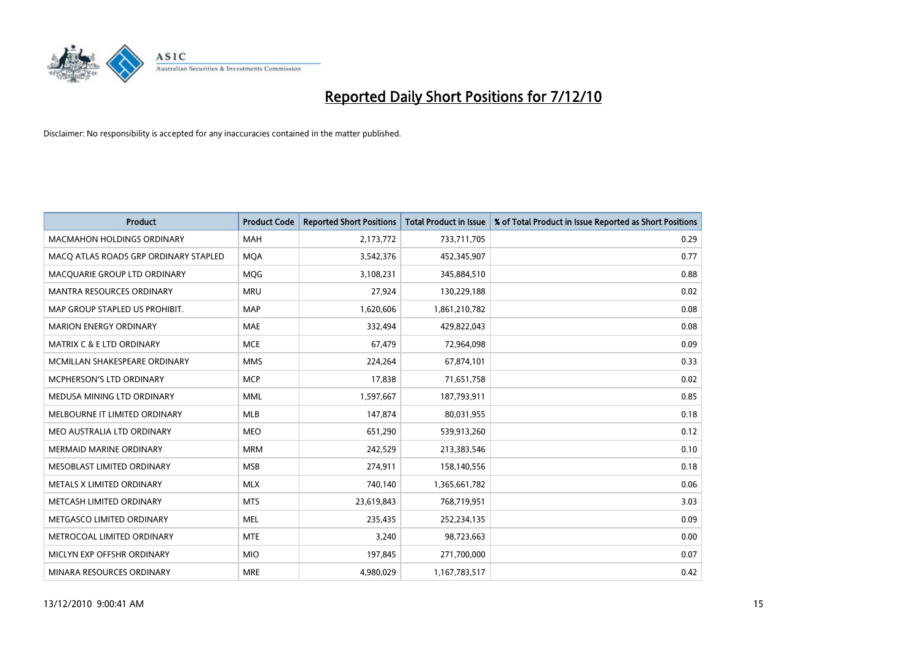# Reported Daily Short Positions for 7/12/10

Disclaimer: No responsibility is accepted for any inaccuracies contained in the matter published.

| Product | Product Code | Reported Short Positions | Total Product in Issue | % of Total Product in Issue Reported as Short Positions |
|---|---|---|---|---|
| MACMAHON HOLDINGS ORDINARY | MAH | 2,173,772 | 733,711,705 | 0.29 |
| MACQ ATLAS ROADS GRP ORDINARY STAPLED | MQA | 3,542,376 | 452,345,907 | 0.77 |
| MACQUARIE GROUP LTD ORDINARY | MQG | 3,108,231 | 345,884,510 | 0.88 |
| MANTRA RESOURCES ORDINARY | MRU | 27,924 | 130,229,188 | 0.02 |
| MAP GROUP STAPLED US PROHIBIT. | MAP | 1,620,606 | 1,861,210,782 | 0.08 |
| MARION ENERGY ORDINARY | MAE | 332,494 | 429,822,043 | 0.08 |
| MATRIX C & E LTD ORDINARY | MCE | 67,479 | 72,964,098 | 0.09 |
| MCMILLAN SHAKESPEARE ORDINARY | MMS | 224,264 | 67,874,101 | 0.33 |
| MCPHERSON'S LTD ORDINARY | MCP | 17,838 | 71,651,758 | 0.02 |
| MEDUSA MINING LTD ORDINARY | MML | 1,597,667 | 187,793,911 | 0.85 |
| MELBOURNE IT LIMITED ORDINARY | MLB | 147,874 | 80,031,955 | 0.18 |
| MEO AUSTRALIA LTD ORDINARY | MEO | 651,290 | 539,913,260 | 0.12 |
| MERMAID MARINE ORDINARY | MRM | 242,529 | 213,383,546 | 0.10 |
| MESOBLAST LIMITED ORDINARY | MSB | 274,911 | 158,140,556 | 0.18 |
| METALS X LIMITED ORDINARY | MLX | 740,140 | 1,365,661,782 | 0.06 |
| METCASH LIMITED ORDINARY | MTS | 23,619,843 | 768,719,951 | 3.03 |
| METGASCO LIMITED ORDINARY | MEL | 235,435 | 252,234,135 | 0.09 |
| METROCOAL LIMITED ORDINARY | MTE | 3,240 | 98,723,663 | 0.00 |
| MICLYN EXP OFFSHR ORDINARY | MIO | 197,845 | 271,700,000 | 0.07 |
| MINARA RESOURCES ORDINARY | MRE | 4,980,029 | 1,167,783,517 | 0.42 |

13/12/2010 9:00:41 AM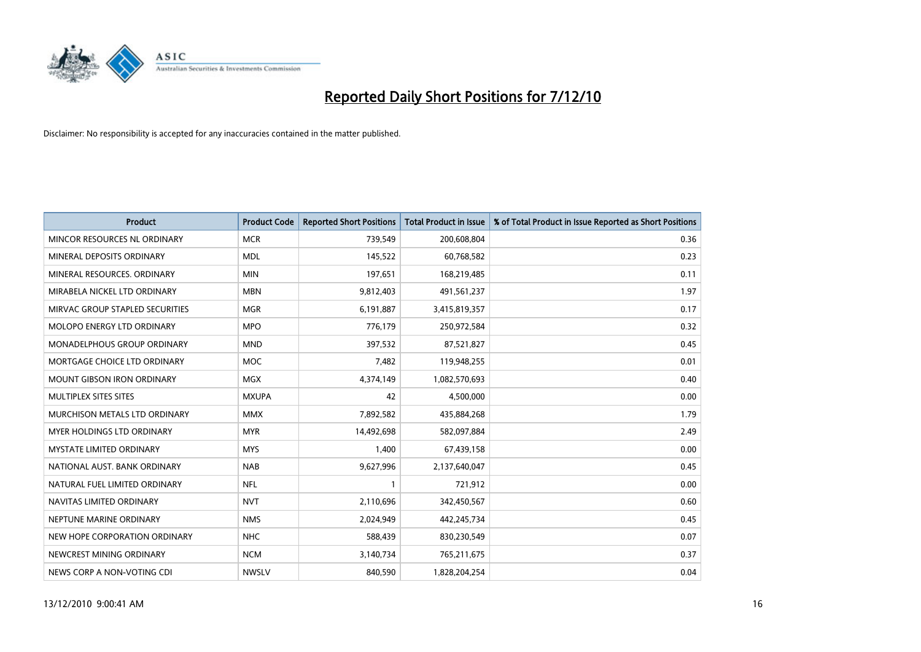# Reported Daily Short Positions for 7/12/10

Disclaimer: No responsibility is accepted for any inaccuracies contained in the matter published.

| Product | Product Code | Reported Short Positions | Total Product in Issue | % of Total Product in Issue Reported as Short Positions |
|---|---|---|---|---|
| MINCOR RESOURCES NL ORDINARY | MCR | 739,549 | 200,608,804 | 0.36 |
| MINERAL DEPOSITS ORDINARY | MDL | 145,522 | 60,768,582 | 0.23 |
| MINERAL RESOURCES. ORDINARY | MIN | 197,651 | 168,219,485 | 0.11 |
| MIRABELA NICKEL LTD ORDINARY | MBN | 9,812,403 | 491,561,237 | 1.97 |
| MIRVAC GROUP STAPLED SECURITIES | MGR | 6,191,887 | 3,415,819,357 | 0.17 |
| MOLOPO ENERGY LTD ORDINARY | MPO | 776,179 | 250,972,584 | 0.32 |
| MONADELPHOUS GROUP ORDINARY | MND | 397,532 | 87,521,827 | 0.45 |
| MORTGAGE CHOICE LTD ORDINARY | MOC | 7,482 | 119,948,255 | 0.01 |
| MOUNT GIBSON IRON ORDINARY | MGX | 4,374,149 | 1,082,570,693 | 0.40 |
| MULTIPLEX SITES SITES | MXUPA | 42 | 4,500,000 | 0.00 |
| MURCHISON METALS LTD ORDINARY | MMX | 7,892,582 | 435,884,268 | 1.79 |
| MYER HOLDINGS LTD ORDINARY | MYR | 14,492,698 | 582,097,884 | 2.49 |
| MYSTATE LIMITED ORDINARY | MYS | 1,400 | 67,439,158 | 0.00 |
| NATIONAL AUST. BANK ORDINARY | NAB | 9,627,996 | 2,137,640,047 | 0.45 |
| NATURAL FUEL LIMITED ORDINARY | NFL | 1 | 721,912 | 0.00 |
| NAVITAS LIMITED ORDINARY | NVT | 2,110,696 | 342,450,567 | 0.60 |
| NEPTUNE MARINE ORDINARY | NMS | 2,024,949 | 442,245,734 | 0.45 |
| NEW HOPE CORPORATION ORDINARY | NHC | 588,439 | 830,230,549 | 0.07 |
| NEWCREST MINING ORDINARY | NCM | 3,140,734 | 765,211,675 | 0.37 |
| NEWS CORP A NON-VOTING CDI | NWSLV | 840,590 | 1,828,204,254 | 0.04 |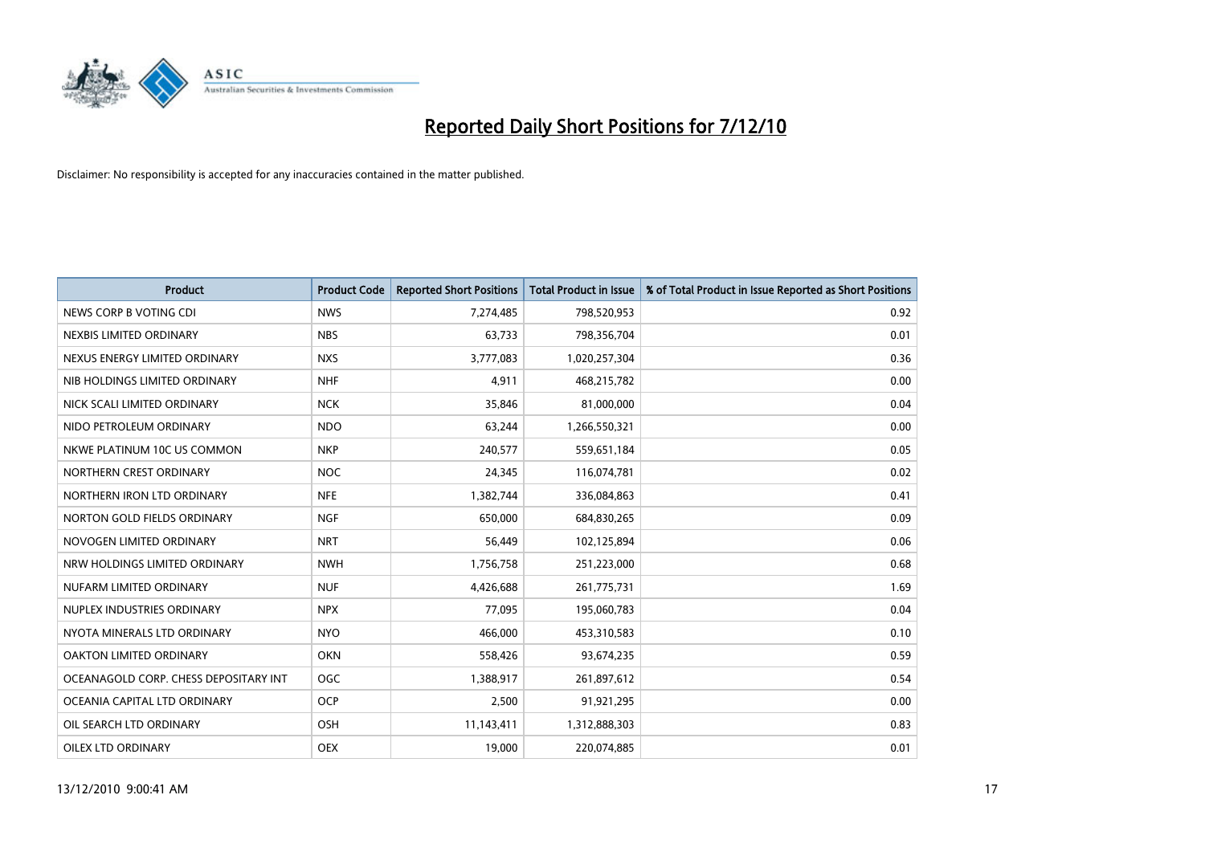# Reported Daily Short Positions for 7/12/10

Disclaimer: No responsibility is accepted for any inaccuracies contained in the matter published.

| Product | Product Code | Reported Short Positions | Total Product in Issue | % of Total Product in Issue Reported as Short Positions |
|---|---|---|---|---|
| NEWS CORP B VOTING CDI | NWS | 7,274,485 | 798,520,953 | 0.92 |
| NEXBIS LIMITED ORDINARY | NBS | 63,733 | 798,356,704 | 0.01 |
| NEXUS ENERGY LIMITED ORDINARY | NXS | 3,777,083 | 1,020,257,304 | 0.36 |
| NIB HOLDINGS LIMITED ORDINARY | NHF | 4,911 | 468,215,782 | 0.00 |
| NICK SCALI LIMITED ORDINARY | NCK | 35,846 | 81,000,000 | 0.04 |
| NIDO PETROLEUM ORDINARY | NDO | 63,244 | 1,266,550,321 | 0.00 |
| NKWE PLATINUM 10C US COMMON | NKP | 240,577 | 559,651,184 | 0.05 |
| NORTHERN CREST ORDINARY | NOC | 24,345 | 116,074,781 | 0.02 |
| NORTHERN IRON LTD ORDINARY | NFE | 1,382,744 | 336,084,863 | 0.41 |
| NORTON GOLD FIELDS ORDINARY | NGF | 650,000 | 684,830,265 | 0.09 |
| NOVOGEN LIMITED ORDINARY | NRT | 56,449 | 102,125,894 | 0.06 |
| NRW HOLDINGS LIMITED ORDINARY | NWH | 1,756,758 | 251,223,000 | 0.68 |
| NUFARM LIMITED ORDINARY | NUF | 4,426,688 | 261,775,731 | 1.69 |
| NUPLEX INDUSTRIES ORDINARY | NPX | 77,095 | 195,060,783 | 0.04 |
| NYOTA MINERALS LTD ORDINARY | NYO | 466,000 | 453,310,583 | 0.10 |
| OAKTON LIMITED ORDINARY | OKN | 558,426 | 93,674,235 | 0.59 |
| OCEANAGOLD CORP. CHESS DEPOSITARY INT | OGC | 1,388,917 | 261,897,612 | 0.54 |
| OCEANIA CAPITAL LTD ORDINARY | OCP | 2,500 | 91,921,295 | 0.00 |
| OIL SEARCH LTD ORDINARY | OSH | 11,143,411 | 1,312,888,303 | 0.83 |
| OILEX LTD ORDINARY | OEX | 19,000 | 220,074,885 | 0.01 |

13/12/2010 9:00:41 AM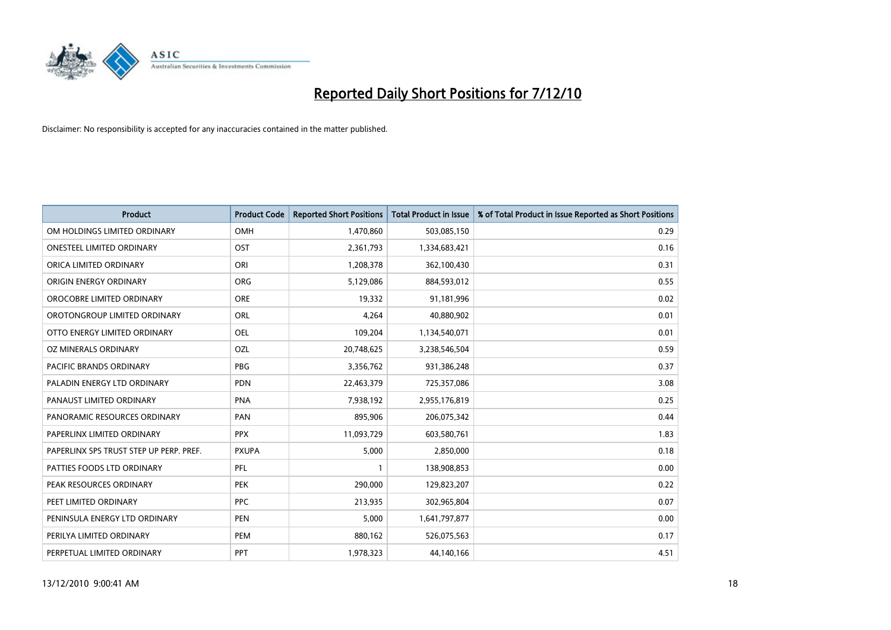# Reported Daily Short Positions for 7/12/10

Disclaimer: No responsibility is accepted for any inaccuracies contained in the matter published.

| Product | Product Code | Reported Short Positions | Total Product in Issue | % of Total Product in Issue Reported as Short Positions |
|---|---|---|---|---|
| OM HOLDINGS LIMITED ORDINARY | OMH | 1,470,860 | 503,085,150 | 0.29 |
| ONESTEEL LIMITED ORDINARY | OST | 2,361,793 | 1,334,683,421 | 0.16 |
| ORICA LIMITED ORDINARY | ORI | 1,208,378 | 362,100,430 | 0.31 |
| ORIGIN ENERGY ORDINARY | ORG | 5,129,086 | 884,593,012 | 0.55 |
| OROCOBRE LIMITED ORDINARY | ORE | 19,332 | 91,181,996 | 0.02 |
| OROTONGROUP LIMITED ORDINARY | ORL | 4,264 | 40,880,902 | 0.01 |
| OTTO ENERGY LIMITED ORDINARY | OEL | 109,204 | 1,134,540,071 | 0.01 |
| OZ MINERALS ORDINARY | OZL | 20,748,625 | 3,238,546,504 | 0.59 |
| PACIFIC BRANDS ORDINARY | PBG | 3,356,762 | 931,386,248 | 0.37 |
| PALADIN ENERGY LTD ORDINARY | PDN | 22,463,379 | 725,357,086 | 3.08 |
| PANAUST LIMITED ORDINARY | PNA | 7,938,192 | 2,955,176,819 | 0.25 |
| PANORAMIC RESOURCES ORDINARY | PAN | 895,906 | 206,075,342 | 0.44 |
| PAPERLINX LIMITED ORDINARY | PPX | 11,093,729 | 603,580,761 | 1.83 |
| PAPERLINX SPS TRUST STEP UP PERP. PREF. | PXUPA | 5,000 | 2,850,000 | 0.18 |
| PATTIES FOODS LTD ORDINARY | PFL | 1 | 138,908,853 | 0.00 |
| PEAK RESOURCES ORDINARY | PEK | 290,000 | 129,823,207 | 0.22 |
| PEET LIMITED ORDINARY | PPC | 213,935 | 302,965,804 | 0.07 |
| PENINSULA ENERGY LTD ORDINARY | PEN | 5,000 | 1,641,797,877 | 0.00 |
| PERILYA LIMITED ORDINARY | PEM | 880,162 | 526,075,563 | 0.17 |
| PERPETUAL LIMITED ORDINARY | PPT | 1,978,323 | 44,140,166 | 4.51 |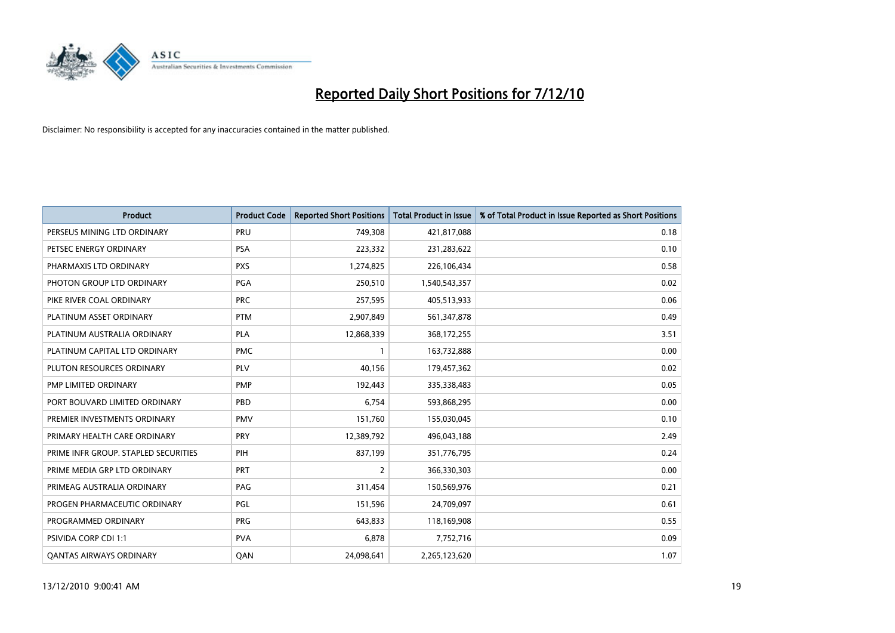# Reported Daily Short Positions for 7/12/10

Disclaimer: No responsibility is accepted for any inaccuracies contained in the matter published.

| Product | Product Code | Reported Short Positions | Total Product in Issue | % of Total Product in Issue Reported as Short Positions |
|---|---|---|---|---|
| PERSEUS MINING LTD ORDINARY | PRU | 749,308 | 421,817,088 | 0.18 |
| PETSEC ENERGY ORDINARY | PSA | 223,332 | 231,283,622 | 0.10 |
| PHARMAXIS LTD ORDINARY | PXS | 1,274,825 | 226,106,434 | 0.58 |
| PHOTON GROUP LTD ORDINARY | PGA | 250,510 | 1,540,543,357 | 0.02 |
| PIKE RIVER COAL ORDINARY | PRC | 257,595 | 405,513,933 | 0.06 |
| PLATINUM ASSET ORDINARY | PTM | 2,907,849 | 561,347,878 | 0.49 |
| PLATINUM AUSTRALIA ORDINARY | PLA | 12,868,339 | 368,172,255 | 3.51 |
| PLATINUM CAPITAL LTD ORDINARY | PMC | 1 | 163,732,888 | 0.00 |
| PLUTON RESOURCES ORDINARY | PLV | 40,156 | 179,457,362 | 0.02 |
| PMP LIMITED ORDINARY | PMP | 192,443 | 335,338,483 | 0.05 |
| PORT BOUVARD LIMITED ORDINARY | PBD | 6,754 | 593,868,295 | 0.00 |
| PREMIER INVESTMENTS ORDINARY | PMV | 151,760 | 155,030,045 | 0.10 |
| PRIMARY HEALTH CARE ORDINARY | PRY | 12,389,792 | 496,043,188 | 2.49 |
| PRIME INFR GROUP. STAPLED SECURITIES | PIH | 837,199 | 351,776,795 | 0.24 |
| PRIME MEDIA GRP LTD ORDINARY | PRT | 2 | 366,330,303 | 0.00 |
| PRIMEAG AUSTRALIA ORDINARY | PAG | 311,454 | 150,569,976 | 0.21 |
| PROGEN PHARMACEUTIC ORDINARY | PGL | 151,596 | 24,709,097 | 0.61 |
| PROGRAMMED ORDINARY | PRG | 643,833 | 118,169,908 | 0.55 |
| PSIVIDA CORP CDI 1:1 | PVA | 6,878 | 7,752,716 | 0.09 |
| QANTAS AIRWAYS ORDINARY | QAN | 24,098,641 | 2,265,123,620 | 1.07 |

13/12/2010 9:00:41 AM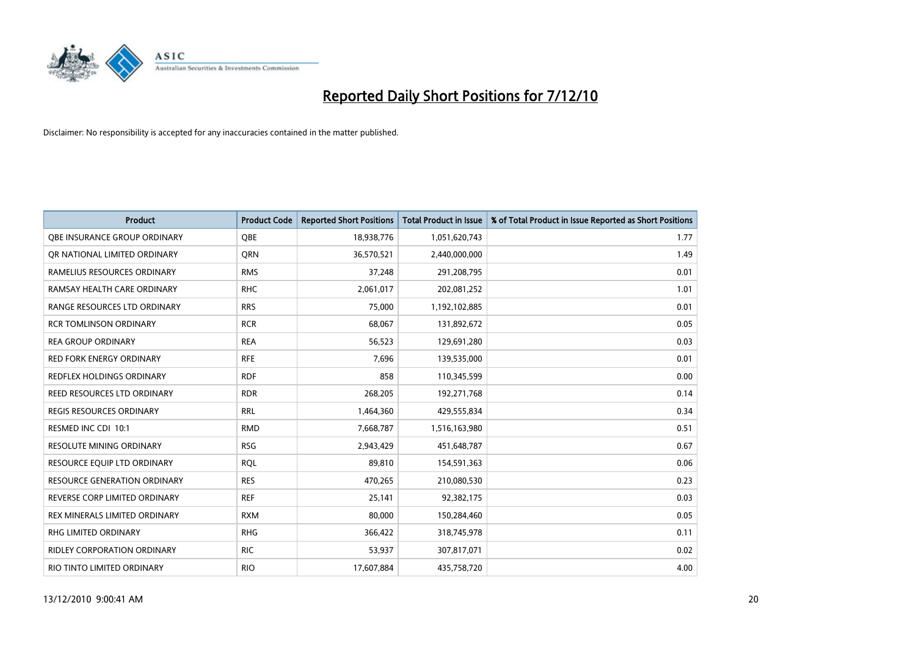# Reported Daily Short Positions for 7/12/10

Disclaimer: No responsibility is accepted for any inaccuracies contained in the matter published.

| Product | Product Code | Reported Short Positions | Total Product in Issue | % of Total Product in Issue Reported as Short Positions |
|---|---|---|---|---|
| QBE INSURANCE GROUP ORDINARY | QBE | 18,938,776 | 1,051,620,743 | 1.77 |
| QR NATIONAL LIMITED ORDINARY | QRN | 36,570,521 | 2,440,000,000 | 1.49 |
| RAMELIUS RESOURCES ORDINARY | RMS | 37,248 | 291,208,795 | 0.01 |
| RAMSAY HEALTH CARE ORDINARY | RHC | 2,061,017 | 202,081,252 | 1.01 |
| RANGE RESOURCES LTD ORDINARY | RRS | 75,000 | 1,192,102,885 | 0.01 |
| RCR TOMLINSON ORDINARY | RCR | 68,067 | 131,892,672 | 0.05 |
| REA GROUP ORDINARY | REA | 56,523 | 129,691,280 | 0.03 |
| RED FORK ENERGY ORDINARY | RFE | 7,696 | 139,535,000 | 0.01 |
| REDFLEX HOLDINGS ORDINARY | RDF | 858 | 110,345,599 | 0.00 |
| REED RESOURCES LTD ORDINARY | RDR | 268,205 | 192,271,768 | 0.14 |
| REGIS RESOURCES ORDINARY | RRL | 1,464,360 | 429,555,834 | 0.34 |
| RESMED INC CDI 10:1 | RMD | 7,668,787 | 1,516,163,980 | 0.51 |
| RESOLUTE MINING ORDINARY | RSG | 2,943,429 | 451,648,787 | 0.67 |
| RESOURCE EQUIP LTD ORDINARY | RQL | 89,810 | 154,591,363 | 0.06 |
| RESOURCE GENERATION ORDINARY | RES | 470,265 | 210,080,530 | 0.23 |
| REVERSE CORP LIMITED ORDINARY | REF | 25,141 | 92,382,175 | 0.03 |
| REX MINERALS LIMITED ORDINARY | RXM | 80,000 | 150,284,460 | 0.05 |
| RHG LIMITED ORDINARY | RHG | 366,422 | 318,745,978 | 0.11 |
| RIDLEY CORPORATION ORDINARY | RIC | 53,937 | 307,817,071 | 0.02 |
| RIO TINTO LIMITED ORDINARY | RIO | 17,607,884 | 435,758,720 | 4.00 |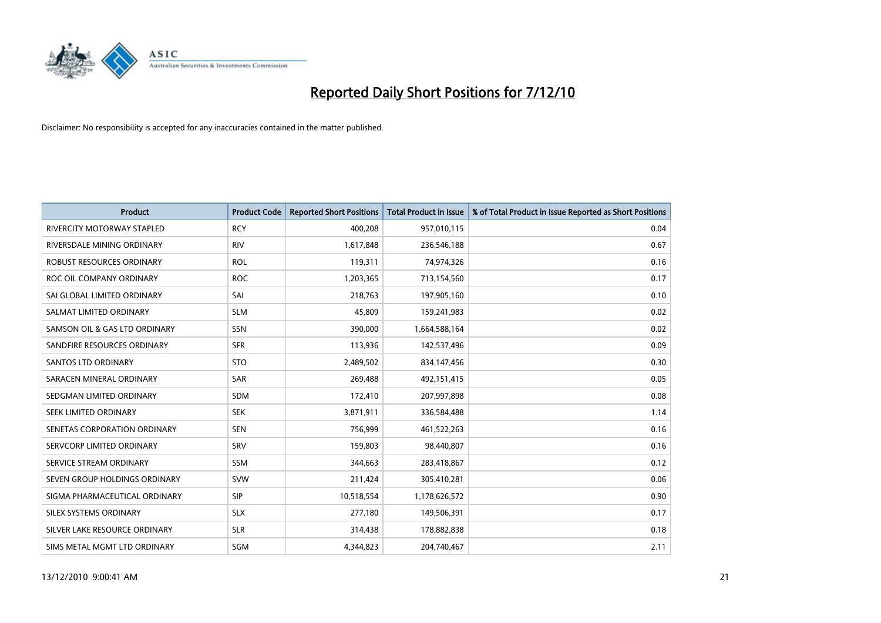# Reported Daily Short Positions for 7/12/10

Disclaimer: No responsibility is accepted for any inaccuracies contained in the matter published.

| Product | Product Code | Reported Short Positions | Total Product in Issue | % of Total Product in Issue Reported as Short Positions |
|---|---|---|---|---|
| RIVERCITY MOTORWAY STAPLED | RCY | 400,208 | 957,010,115 | 0.04 |
| RIVERSDALE MINING ORDINARY | RIV | 1,617,848 | 236,546,188 | 0.67 |
| ROBUST RESOURCES ORDINARY | ROL | 119,311 | 74,974,326 | 0.16 |
| ROC OIL COMPANY ORDINARY | ROC | 1,203,365 | 713,154,560 | 0.17 |
| SAI GLOBAL LIMITED ORDINARY | SAI | 218,763 | 197,905,160 | 0.10 |
| SALMAT LIMITED ORDINARY | SLM | 45,809 | 159,241,983 | 0.02 |
| SAMSON OIL & GAS LTD ORDINARY | SSN | 390,000 | 1,664,588,164 | 0.02 |
| SANDFIRE RESOURCES ORDINARY | SFR | 113,936 | 142,537,496 | 0.09 |
| SANTOS LTD ORDINARY | STO | 2,489,502 | 834,147,456 | 0.30 |
| SARACEN MINERAL ORDINARY | SAR | 269,488 | 492,151,415 | 0.05 |
| SEDGMAN LIMITED ORDINARY | SDM | 172,410 | 207,997,898 | 0.08 |
| SEEK LIMITED ORDINARY | SEK | 3,871,911 | 336,584,488 | 1.14 |
| SENETAS CORPORATION ORDINARY | SEN | 756,999 | 461,522,263 | 0.16 |
| SERVCORP LIMITED ORDINARY | SRV | 159,803 | 98,440,807 | 0.16 |
| SERVICE STREAM ORDINARY | SSM | 344,663 | 283,418,867 | 0.12 |
| SEVEN GROUP HOLDINGS ORDINARY | SVW | 211,424 | 305,410,281 | 0.06 |
| SIGMA PHARMACEUTICAL ORDINARY | SIP | 10,518,554 | 1,178,626,572 | 0.90 |
| SILEX SYSTEMS ORDINARY | SLX | 277,180 | 149,506,391 | 0.17 |
| SILVER LAKE RESOURCE ORDINARY | SLR | 314,438 | 178,882,838 | 0.18 |
| SIMS METAL MGMT LTD ORDINARY | SGM | 4,344,823 | 204,740,467 | 2.11 |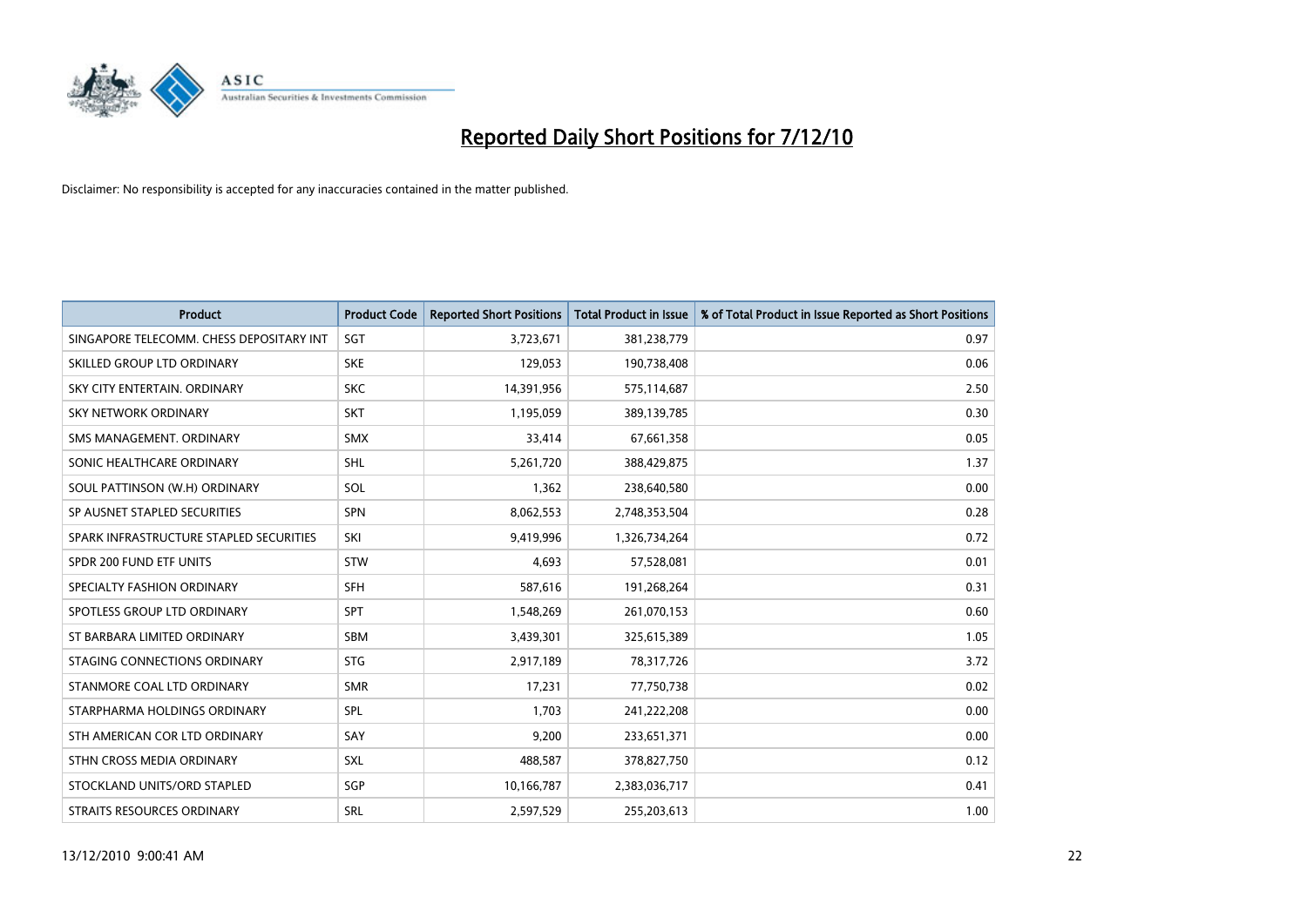# Reported Daily Short Positions for 7/12/10

Disclaimer: No responsibility is accepted for any inaccuracies contained in the matter published.

| Product | Product Code | Reported Short Positions | Total Product in Issue | % of Total Product in Issue Reported as Short Positions |
|---|---|---|---|---|
| SINGAPORE TELECOMM. CHESS DEPOSITARY INT | SGT | 3,723,671 | 381,238,779 | 0.97 |
| SKILLED GROUP LTD ORDINARY | SKE | 129,053 | 190,738,408 | 0.06 |
| SKY CITY ENTERTAIN. ORDINARY | SKC | 14,391,956 | 575,114,687 | 2.50 |
| SKY NETWORK ORDINARY | SKT | 1,195,059 | 389,139,785 | 0.30 |
| SMS MANAGEMENT. ORDINARY | SMX | 33,414 | 67,661,358 | 0.05 |
| SONIC HEALTHCARE ORDINARY | SHL | 5,261,720 | 388,429,875 | 1.37 |
| SOUL PATTINSON (W.H) ORDINARY | SOL | 1,362 | 238,640,580 | 0.00 |
| SP AUSNET STAPLED SECURITIES | SPN | 8,062,553 | 2,748,353,504 | 0.28 |
| SPARK INFRASTRUCTURE STAPLED SECURITIES | SKI | 9,419,996 | 1,326,734,264 | 0.72 |
| SPDR 200 FUND ETF UNITS | STW | 4,693 | 57,528,081 | 0.01 |
| SPECIALTY FASHION ORDINARY | SFH | 587,616 | 191,268,264 | 0.31 |
| SPOTLESS GROUP LTD ORDINARY | SPT | 1,548,269 | 261,070,153 | 0.60 |
| ST BARBARA LIMITED ORDINARY | SBM | 3,439,301 | 325,615,389 | 1.05 |
| STAGING CONNECTIONS ORDINARY | STG | 2,917,189 | 78,317,726 | 3.72 |
| STANMORE COAL LTD ORDINARY | SMR | 17,231 | 77,750,738 | 0.02 |
| STARPHARMA HOLDINGS ORDINARY | SPL | 1,703 | 241,222,208 | 0.00 |
| STH AMERICAN COR LTD ORDINARY | SAY | 9,200 | 233,651,371 | 0.00 |
| STHN CROSS MEDIA ORDINARY | SXL | 488,587 | 378,827,750 | 0.12 |
| STOCKLAND UNITS/ORD STAPLED | SGP | 10,166,787 | 2,383,036,717 | 0.41 |
| STRAITS RESOURCES ORDINARY | SRL | 2,597,529 | 255,203,613 | 1.00 |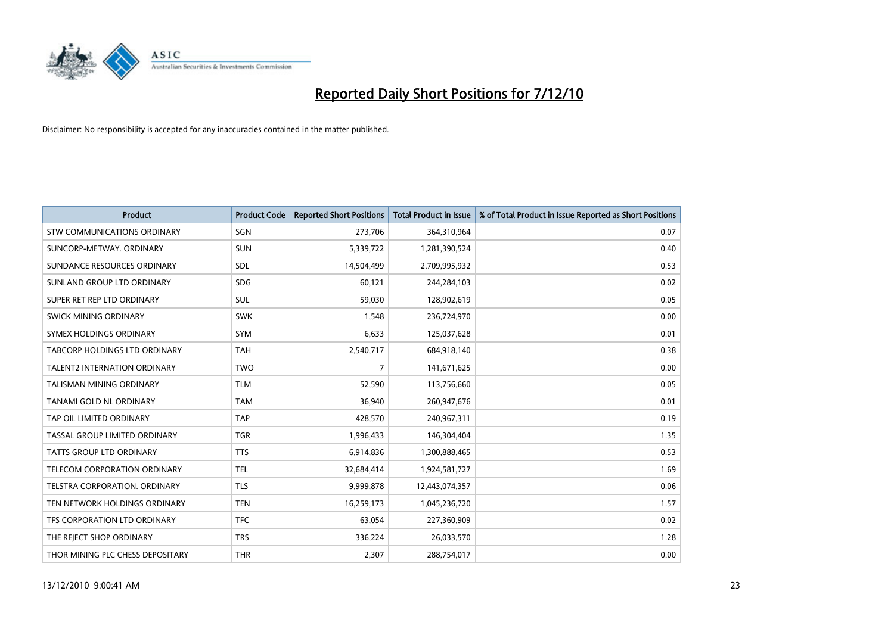# Reported Daily Short Positions for 7/12/10

Disclaimer: No responsibility is accepted for any inaccuracies contained in the matter published.

| Product | Product Code | Reported Short Positions | Total Product in Issue | % of Total Product in Issue Reported as Short Positions |
|---|---|---|---|---|
| STW COMMUNICATIONS ORDINARY | SGN | 273,706 | 364,310,964 | 0.07 |
| SUNCORP-METWAY. ORDINARY | SUN | 5,339,722 | 1,281,390,524 | 0.40 |
| SUNDANCE RESOURCES ORDINARY | SDL | 14,504,499 | 2,709,995,932 | 0.53 |
| SUNLAND GROUP LTD ORDINARY | SDG | 60,121 | 244,284,103 | 0.02 |
| SUPER RET REP LTD ORDINARY | SUL | 59,030 | 128,902,619 | 0.05 |
| SWICK MINING ORDINARY | SWK | 1,548 | 236,724,970 | 0.00 |
| SYMEX HOLDINGS ORDINARY | SYM | 6,633 | 125,037,628 | 0.01 |
| TABCORP HOLDINGS LTD ORDINARY | TAH | 2,540,717 | 684,918,140 | 0.38 |
| TALENT2 INTERNATION ORDINARY | TWO | 7 | 141,671,625 | 0.00 |
| TALISMAN MINING ORDINARY | TLM | 52,590 | 113,756,660 | 0.05 |
| TANAMI GOLD NL ORDINARY | TAM | 36,940 | 260,947,676 | 0.01 |
| TAP OIL LIMITED ORDINARY | TAP | 428,570 | 240,967,311 | 0.19 |
| TASSAL GROUP LIMITED ORDINARY | TGR | 1,996,433 | 146,304,404 | 1.35 |
| TATTS GROUP LTD ORDINARY | TTS | 6,914,836 | 1,300,888,465 | 0.53 |
| TELECOM CORPORATION ORDINARY | TEL | 32,684,414 | 1,924,581,727 | 1.69 |
| TELSTRA CORPORATION. ORDINARY | TLS | 9,999,878 | 12,443,074,357 | 0.06 |
| TEN NETWORK HOLDINGS ORDINARY | TEN | 16,259,173 | 1,045,236,720 | 1.57 |
| TFS CORPORATION LTD ORDINARY | TFC | 63,054 | 227,360,909 | 0.02 |
| THE REJECT SHOP ORDINARY | TRS | 336,224 | 26,033,570 | 1.28 |
| THOR MINING PLC CHESS DEPOSITARY | THR | 2,307 | 288,754,017 | 0.00 |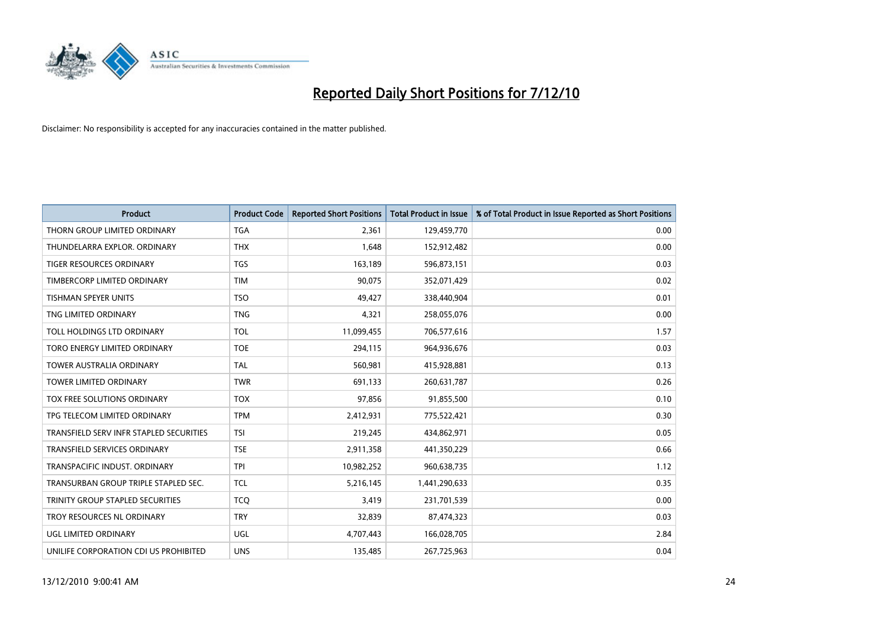# Reported Daily Short Positions for 7/12/10

Disclaimer: No responsibility is accepted for any inaccuracies contained in the matter published.

| Product | Product Code | Reported Short Positions | Total Product in Issue | % of Total Product in Issue Reported as Short Positions |
| --- | --- | --- | --- | --- |
| THORN GROUP LIMITED ORDINARY | TGA | 2,361 | 129,459,770 | 0.00 |
| THUNDELARRA EXPLOR. ORDINARY | THX | 1,648 | 152,912,482 | 0.00 |
| TIGER RESOURCES ORDINARY | TGS | 163,189 | 596,873,151 | 0.03 |
| TIMBERCORP LIMITED ORDINARY | TIM | 90,075 | 352,071,429 | 0.02 |
| TISHMAN SPEYER UNITS | TSO | 49,427 | 338,440,904 | 0.01 |
| TNG LIMITED ORDINARY | TNG | 4,321 | 258,055,076 | 0.00 |
| TOLL HOLDINGS LTD ORDINARY | TOL | 11,099,455 | 706,577,616 | 1.57 |
| TORO ENERGY LIMITED ORDINARY | TOE | 294,115 | 964,936,676 | 0.03 |
| TOWER AUSTRALIA ORDINARY | TAL | 560,981 | 415,928,881 | 0.13 |
| TOWER LIMITED ORDINARY | TWR | 691,133 | 260,631,787 | 0.26 |
| TOX FREE SOLUTIONS ORDINARY | TOX | 97,856 | 91,855,500 | 0.10 |
| TPG TELECOM LIMITED ORDINARY | TPM | 2,412,931 | 775,522,421 | 0.30 |
| TRANSFIELD SERV INFR STAPLED SECURITIES | TSI | 219,245 | 434,862,971 | 0.05 |
| TRANSFIELD SERVICES ORDINARY | TSE | 2,911,358 | 441,350,229 | 0.66 |
| TRANSPACIFIC INDUST. ORDINARY | TPI | 10,982,252 | 960,638,735 | 1.12 |
| TRANSURBAN GROUP TRIPLE STAPLED SEC. | TCL | 5,216,145 | 1,441,290,633 | 0.35 |
| TRINITY GROUP STAPLED SECURITIES | TCQ | 3,419 | 231,701,539 | 0.00 |
| TROY RESOURCES NL ORDINARY | TRY | 32,839 | 87,474,323 | 0.03 |
| UGL LIMITED ORDINARY | UGL | 4,707,443 | 166,028,705 | 2.84 |
| UNILIFE CORPORATION CDI US PROHIBITED | UNS | 135,485 | 267,725,963 | 0.04 |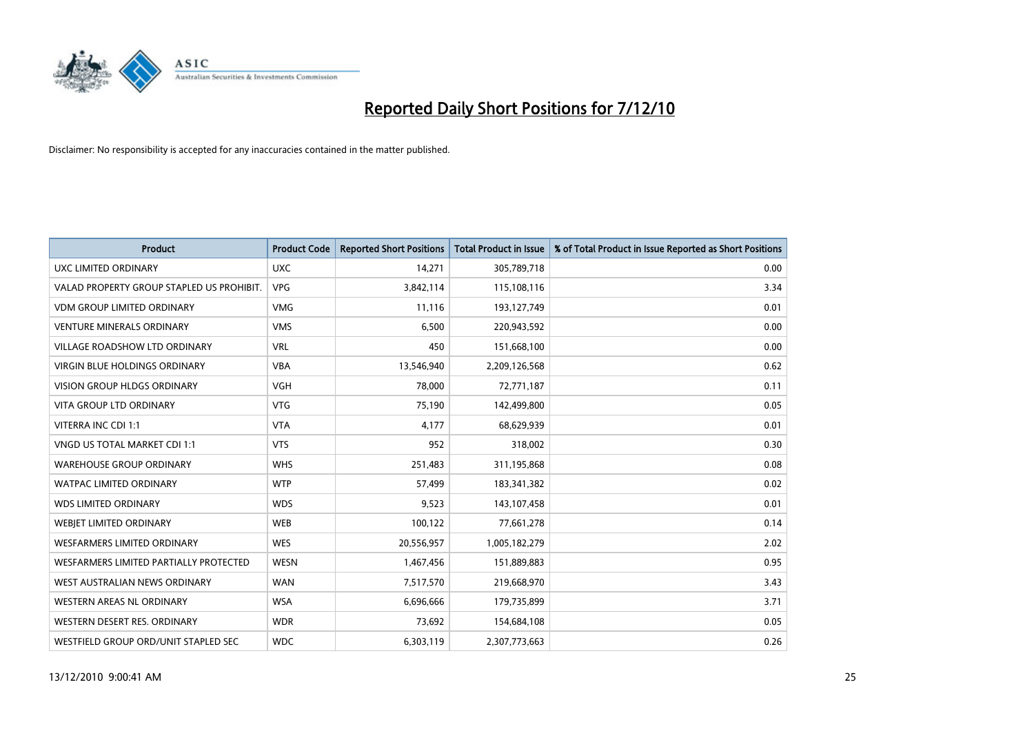# Reported Daily Short Positions for 7/12/10

Disclaimer: No responsibility is accepted for any inaccuracies contained in the matter published.

| Product | Product Code | Reported Short Positions | Total Product in Issue | % of Total Product in Issue Reported as Short Positions |
|---|---|---|---|---|
| UXC LIMITED ORDINARY | UXC | 14,271 | 305,789,718 | 0.00 |
| VALAD PROPERTY GROUP STAPLED US PROHIBIT. | VPG | 3,842,114 | 115,108,116 | 3.34 |
| VDM GROUP LIMITED ORDINARY | VMG | 11,116 | 193,127,749 | 0.01 |
| VENTURE MINERALS ORDINARY | VMS | 6,500 | 220,943,592 | 0.00 |
| VILLAGE ROADSHOW LTD ORDINARY | VRL | 450 | 151,668,100 | 0.00 |
| VIRGIN BLUE HOLDINGS ORDINARY | VBA | 13,546,940 | 2,209,126,568 | 0.62 |
| VISION GROUP HLDGS ORDINARY | VGH | 78,000 | 72,771,187 | 0.11 |
| VITA GROUP LTD ORDINARY | VTG | 75,190 | 142,499,800 | 0.05 |
| VITERRA INC CDI 1:1 | VTA | 4,177 | 68,629,939 | 0.01 |
| VNGD US TOTAL MARKET CDI 1:1 | VTS | 952 | 318,002 | 0.30 |
| WAREHOUSE GROUP ORDINARY | WHS | 251,483 | 311,195,868 | 0.08 |
| WATPAC LIMITED ORDINARY | WTP | 57,499 | 183,341,382 | 0.02 |
| WDS LIMITED ORDINARY | WDS | 9,523 | 143,107,458 | 0.01 |
| WEBJET LIMITED ORDINARY | WEB | 100,122 | 77,661,278 | 0.14 |
| WESFARMERS LIMITED ORDINARY | WES | 20,556,957 | 1,005,182,279 | 2.02 |
| WESFARMERS LIMITED PARTIALLY PROTECTED | WESN | 1,467,456 | 151,889,883 | 0.95 |
| WEST AUSTRALIAN NEWS ORDINARY | WAN | 7,517,570 | 219,668,970 | 3.43 |
| WESTERN AREAS NL ORDINARY | WSA | 6,696,666 | 179,735,899 | 3.71 |
| WESTERN DESERT RES. ORDINARY | WDR | 73,692 | 154,684,108 | 0.05 |
| WESTFIELD GROUP ORD/UNIT STAPLED SEC | WDC | 6,303,119 | 2,307,773,663 | 0.26 |

13/12/2010 9:00:41 AM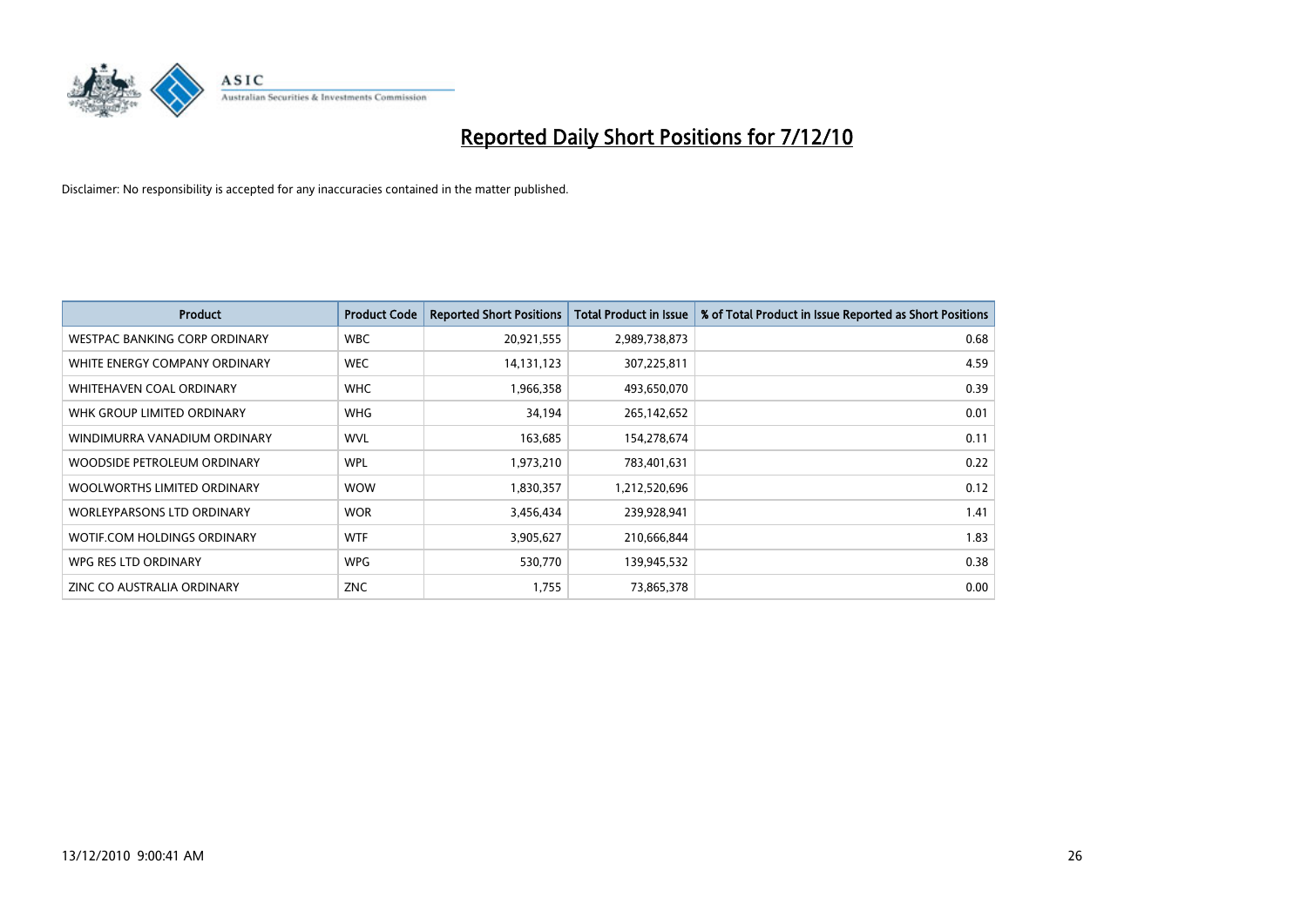# Reported Daily Short Positions for 7/12/10

Disclaimer: No responsibility is accepted for any inaccuracies contained in the matter published.

| Product | Product Code | Reported Short Positions | Total Product in Issue | % of Total Product in Issue Reported as Short Positions |
|---|---|---|---|---|
| WESTPAC BANKING CORP ORDINARY | WBC | 20,921,555 | 2,989,738,873 | 0.68 |
| WHITE ENERGY COMPANY ORDINARY | WEC | 14,131,123 | 307,225,811 | 4.59 |
| WHITEHAVEN COAL ORDINARY | WHC | 1,966,358 | 493,650,070 | 0.39 |
| WHK GROUP LIMITED ORDINARY | WHG | 34,194 | 265,142,652 | 0.01 |
| WINDIMURRA VANADIUM ORDINARY | WVL | 163,685 | 154,278,674 | 0.11 |
| WOODSIDE PETROLEUM ORDINARY | WPL | 1,973,210 | 783,401,631 | 0.22 |
| WOOLWORTHS LIMITED ORDINARY | WOW | 1,830,357 | 1,212,520,696 | 0.12 |
| WORLEYPARSONS LTD ORDINARY | WOR | 3,456,434 | 239,928,941 | 1.41 |
| WOTIF.COM HOLDINGS ORDINARY | WTF | 3,905,627 | 210,666,844 | 1.83 |
| WPG RES LTD ORDINARY | WPG | 530,770 | 139,945,532 | 0.38 |
| ZINC CO AUSTRALIA ORDINARY | ZNC | 1,755 | 73,865,378 | 0.00 |